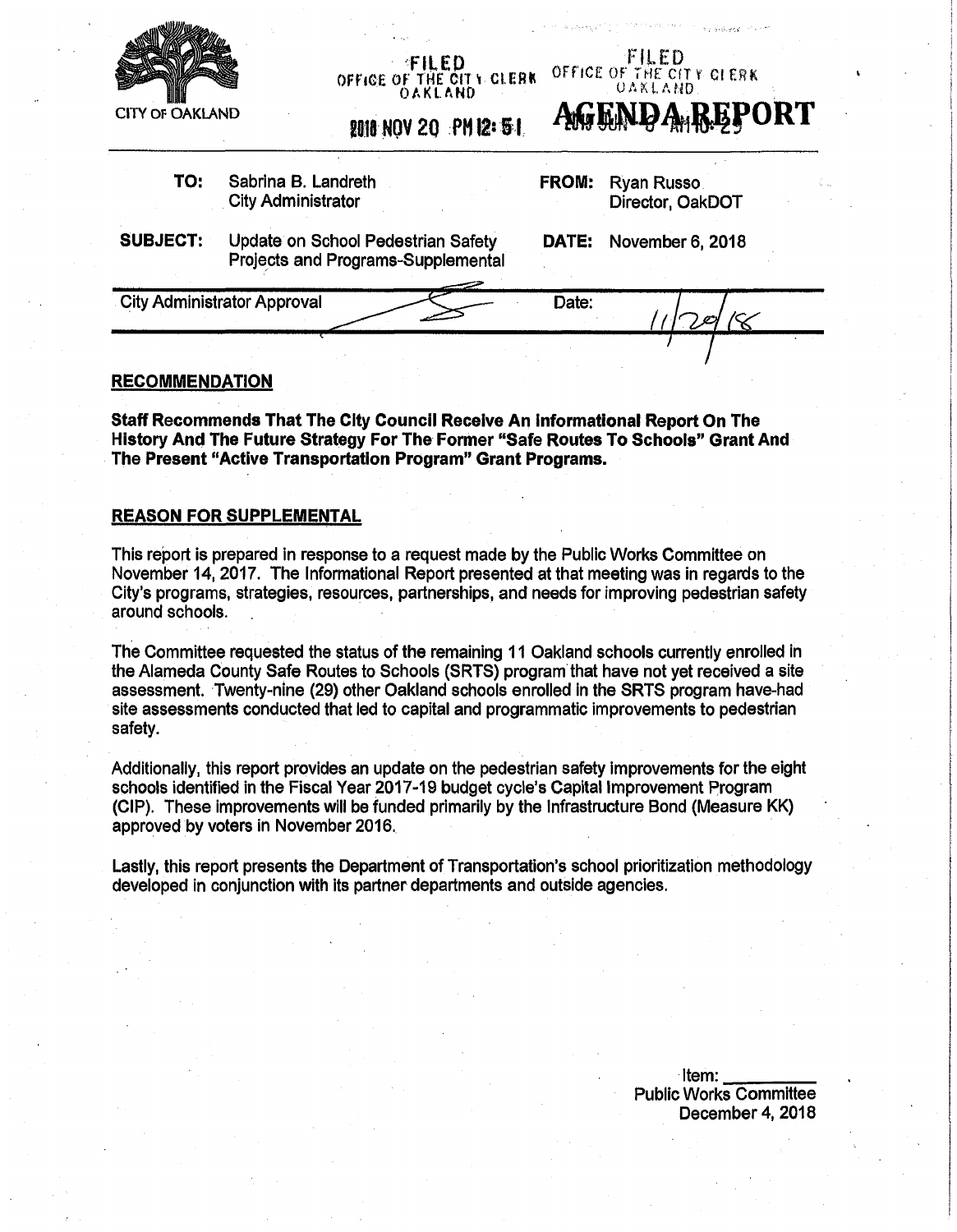CITY OF OAKLAND

FILED
OFFICE OF THE CITY CLERK
OAKLAND

2018 NOV 20 PM 12:51

FILED
OFFICE OF THE CITY CLERK
OAKLAND

# AGENDA REPORT

| | | | |
|---|---|---|---|
| **TO:** | Sabrina B. Landreth<br>City Administrator | **FROM:** | Ryan Russo<br>Director, OakDOT |
| **SUBJECT:** | Update on School Pedestrian Safety Projects and Programs-Supplemental | **DATE:** | November 6, 2018 |

City Administrator Approval _______________ Date: 11/20/18

## RECOMMENDATION

**Staff Recommends That The City Council Receive An Informational Report On The History And The Future Strategy For The Former "Safe Routes To Schools" Grant And The Present "Active Transportation Program" Grant Programs.**

## REASON FOR SUPPLEMENTAL

This report is prepared in response to a request made by the Public Works Committee on November 14, 2017. The Informational Report presented at that meeting was in regards to the City's programs, strategies, resources, partnerships, and needs for improving pedestrian safety around schools.

The Committee requested the status of the remaining 11 Oakland schools currently enrolled in the Alameda County Safe Routes to Schools (SRTS) program that have not yet received a site assessment. Twenty-nine (29) other Oakland schools enrolled in the SRTS program have-had site assessments conducted that led to capital and programmatic improvements to pedestrian safety.

Additionally, this report provides an update on the pedestrian safety improvements for the eight schools identified in the Fiscal Year 2017-19 budget cycle's Capital Improvement Program (CIP). These improvements will be funded primarily by the Infrastructure Bond (Measure KK) approved by voters in November 2016.

Lastly, this report presents the Department of Transportation's school prioritization methodology developed in conjunction with its partner departments and outside agencies.

Item: ________
Public Works Committee
December 4, 2018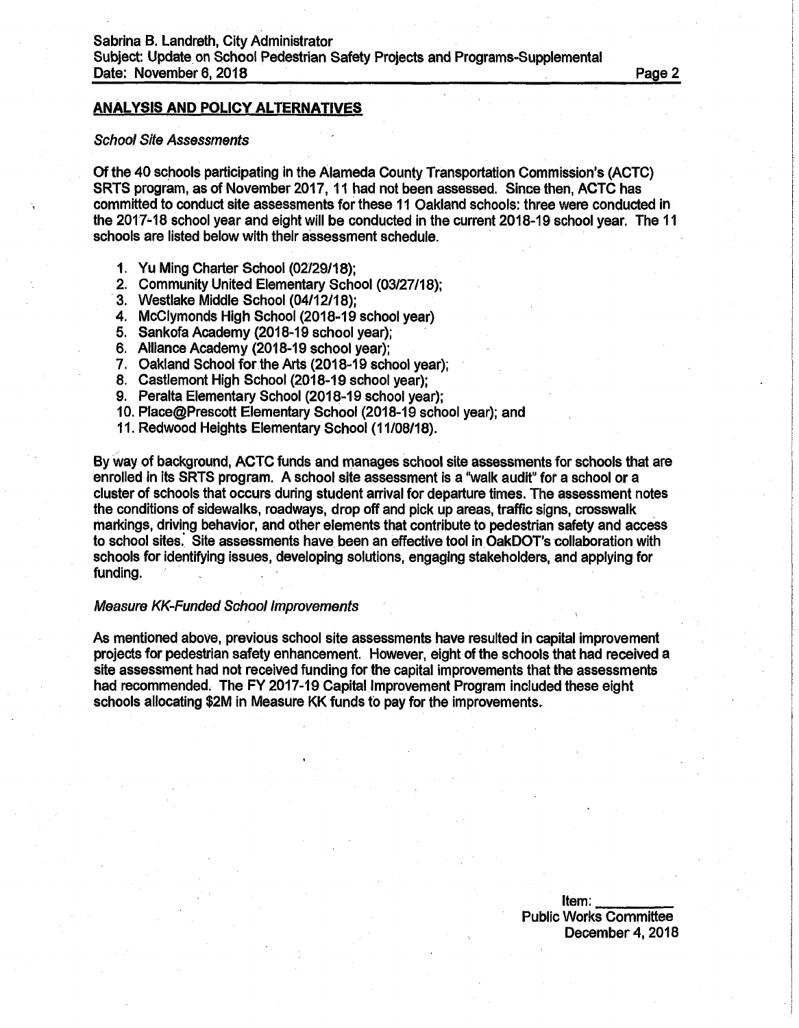## ANALYSIS AND POLICY ALTERNATIVES

*School Site Assessments*

Of the 40 schools participating in the Alameda County Transportation Commission's (ACTC) SRTS program, as of November 2017, 11 had not been assessed. Since then, ACTC has committed to conduct site assessments for these 11 Oakland schools: three were conducted in the 2017-18 school year and eight will be conducted in the current 2018-19 school year. The 11 schools are listed below with their assessment schedule.

1. Yu Ming Charter School (02/29/18);
2. Community United Elementary School (03/27/18);
3. Westlake Middle School (04/12/18);
4. McClymonds High School (2018-19 school year)
5. Sankofa Academy (2018-19 school year);
6. Alliance Academy (2018-19 school year);
7. Oakland School for the Arts (2018-19 school year);
8. Castlemont High School (2018-19 school year);
9. Peralta Elementary School (2018-19 school year);
10. Place@Prescott Elementary School (2018-19 school year); and
11. Redwood Heights Elementary School (11/08/18).

By way of background, ACTC funds and manages school site assessments for schools that are enrolled in its SRTS program. A school site assessment is a "walk audit" for a school or a cluster of schools that occurs during student arrival for departure times. The assessment notes the conditions of sidewalks, roadways, drop off and pick up areas, traffic signs, crosswalk markings, driving behavior, and other elements that contribute to pedestrian safety and access to school sites. Site assessments have been an effective tool in OakDOT's collaboration with schools for identifying issues, developing solutions, engaging stakeholders, and applying for funding.

*Measure KK-Funded School Improvements*

As mentioned above, previous school site assessments have resulted in capital improvement projects for pedestrian safety enhancement. However, eight of the schools that had received a site assessment had not received funding for the capital improvements that the assessments had recommended. The FY 2017-19 Capital Improvement Program included these eight schools allocating $2M in Measure KK funds to pay for the improvements.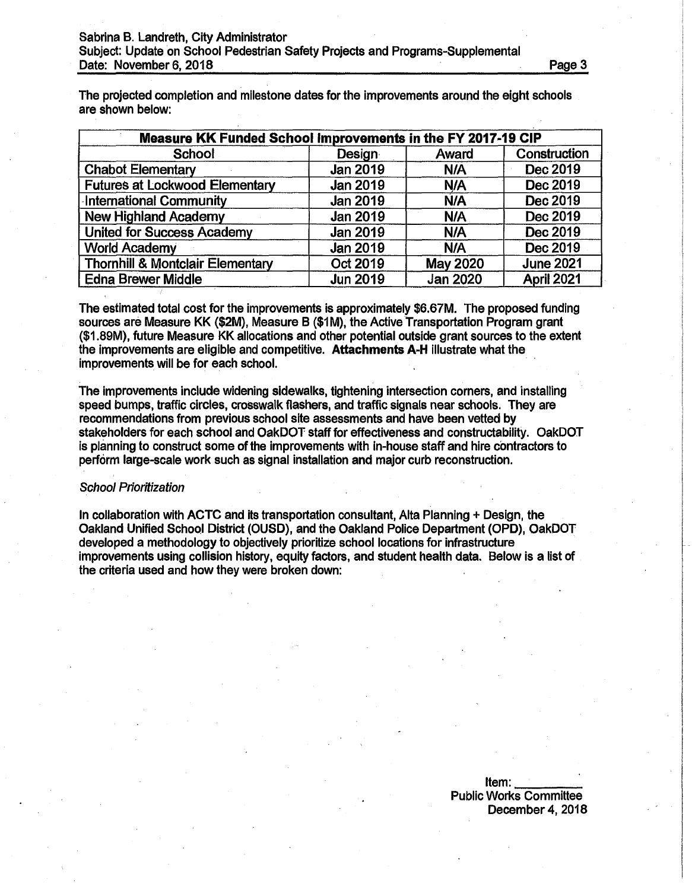The projected completion and milestone dates for the improvements around the eight schools are shown below:

| Measure KK Funded School Improvements in the FY 2017-19 CIP | | | |
|---|---|---|---|
| School | Design | Award | Construction |
| Chabot Elementary | Jan 2019 | N/A | Dec 2019 |
| Futures at Lockwood Elementary | Jan 2019 | N/A | Dec 2019 |
| International Community | Jan 2019 | N/A | Dec 2019 |
| New Highland Academy | Jan 2019 | N/A | Dec 2019 |
| United for Success Academy | Jan 2019 | N/A | Dec 2019 |
| World Academy | Jan 2019 | N/A | Dec 2019 |
| Thornhill & Montclair Elementary | Oct 2019 | May 2020 | June 2021 |
| Edna Brewer Middle | Jun 2019 | Jan 2020 | April 2021 |

The estimated total cost for the improvements is approximately $6.67M. The proposed funding sources are Measure KK ($2M), Measure B ($1M), the Active Transportation Program grant ($1.89M), future Measure KK allocations and other potential outside grant sources to the extent the improvements are eligible and competitive. **Attachments A-H** illustrate what the improvements will be for each school.

The improvements include widening sidewalks, tightening intersection corners, and installing speed bumps, traffic circles, crosswalk flashers, and traffic signals near schools. They are recommendations from previous school site assessments and have been vetted by stakeholders for each school and OakDOT staff for effectiveness and constructability. OakDOT is planning to construct some of the improvements with in-house staff and hire contractors to perform large-scale work such as signal installation and major curb reconstruction.

*School Prioritization*

In collaboration with ACTC and its transportation consultant, Alta Planning + Design, the Oakland Unified School District (OUSD), and the Oakland Police Department (OPD), OakDOT developed a methodology to objectively prioritize school locations for infrastructure improvements using collision history, equity factors, and student health data. Below is a list of the criteria used and how they were broken down: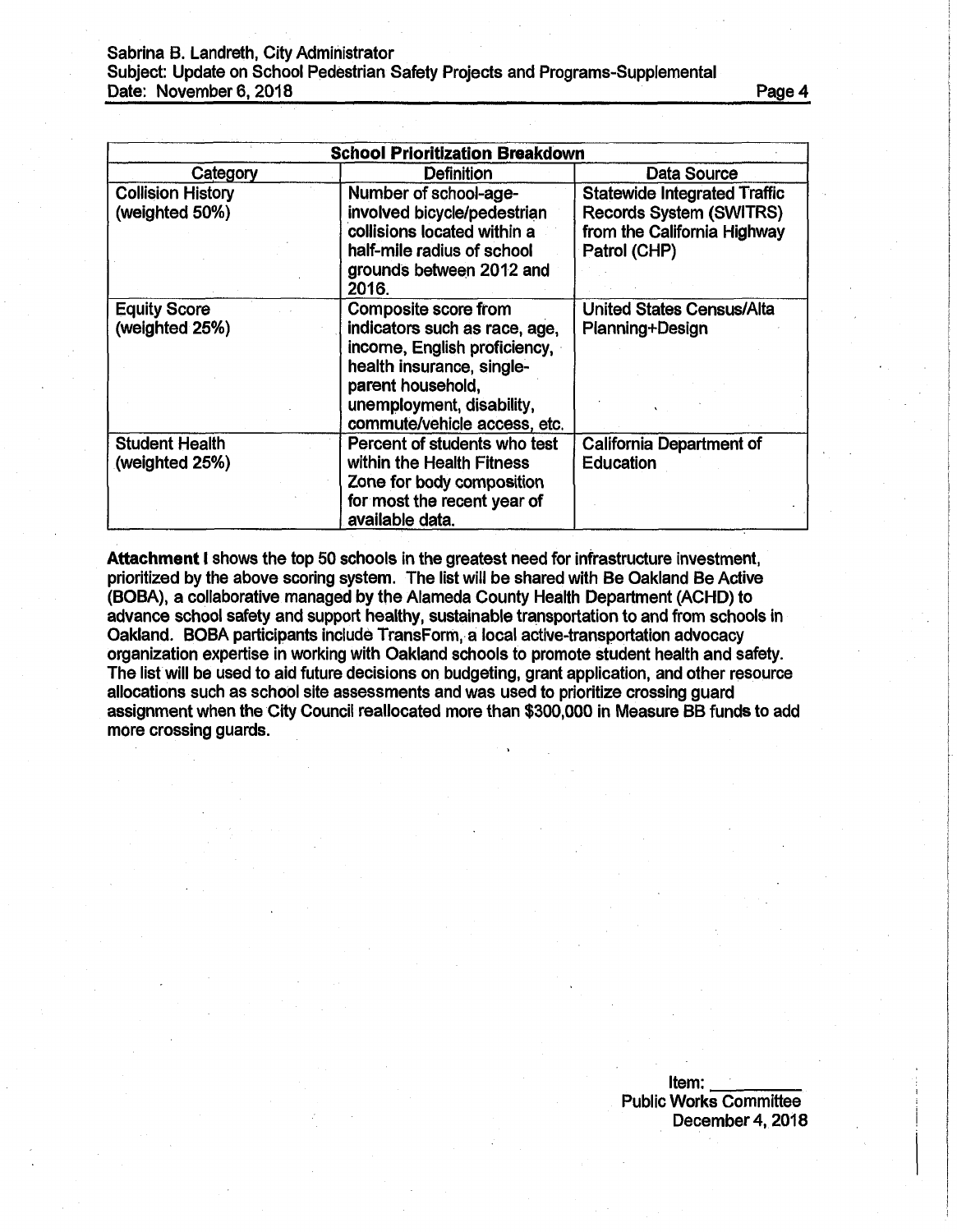| School Prioritization Breakdown | | |
|---|---|---|
| Category | Definition | Data Source |
| Collision History (weighted 50%) | Number of school-age-involved bicycle/pedestrian collisions located within a half-mile radius of school grounds between 2012 and 2016. | Statewide Integrated Traffic Records System (SWITRS) from the California Highway Patrol (CHP) |
| Equity Score (weighted 25%) | Composite score from indicators such as race, age, income, English proficiency, health insurance, single-parent household, unemployment, disability, commute/vehicle access, etc. | United States Census/Alta Planning+Design |
| Student Health (weighted 25%) | Percent of students who test within the Health Fitness Zone for body composition for most the recent year of available data. | California Department of Education |

**Attachment I** shows the top 50 schools in the greatest need for infrastructure investment, prioritized by the above scoring system. The list will be shared with Be Oakland Be Active (BOBA), a collaborative managed by the Alameda County Health Department (ACHD) to advance school safety and support healthy, sustainable transportation to and from schools in Oakland. BOBA participants include TransForm, a local active-transportation advocacy organization expertise in working with Oakland schools to promote student health and safety. The list will be used to aid future decisions on budgeting, grant application, and other resource allocations such as school site assessments and was used to prioritize crossing guard assignment when the City Council reallocated more than $300,000 in Measure BB funds to add more crossing guards.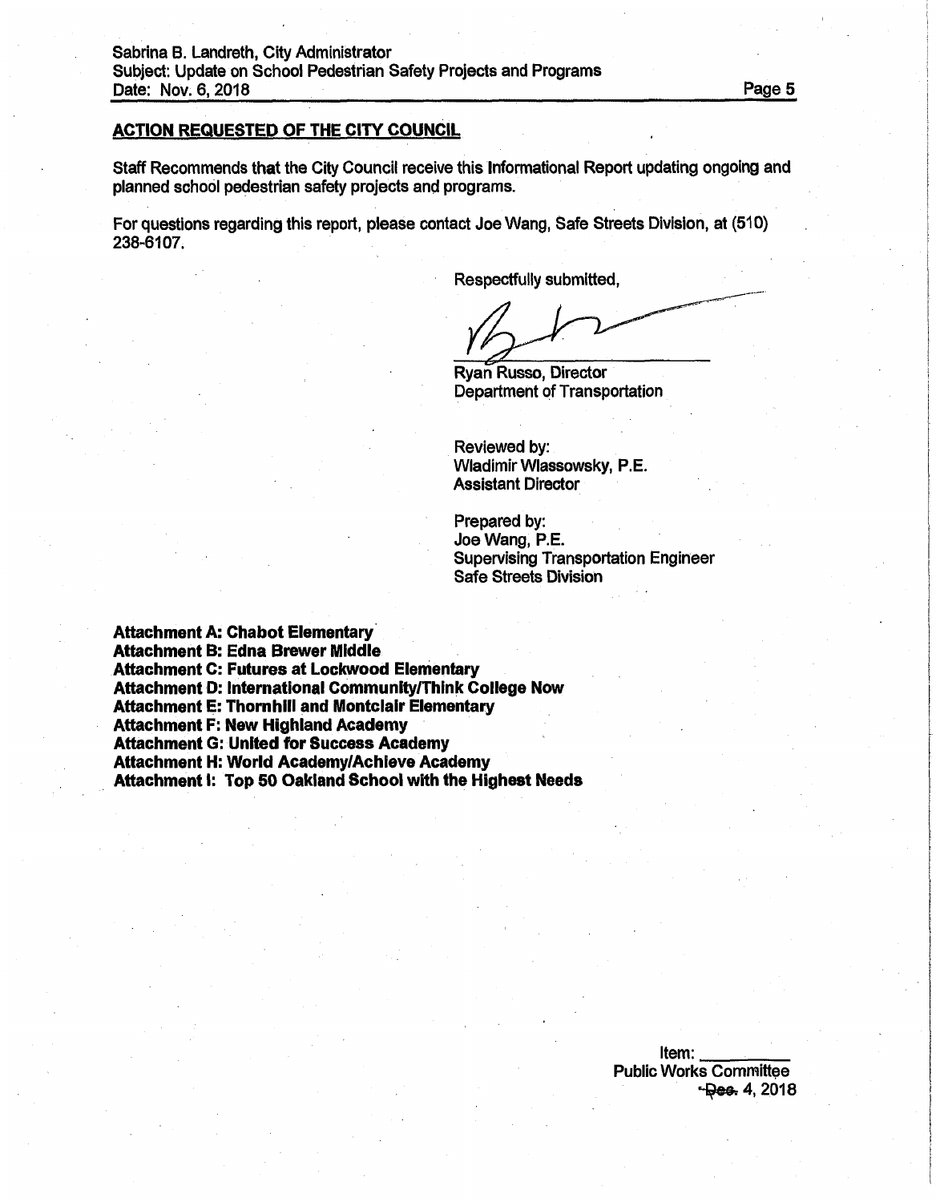## ACTION REQUESTED OF THE CITY COUNCIL

Staff Recommends that the City Council receive this Informational Report updating ongoing and planned school pedestrian safety projects and programs.

For questions regarding this report, please contact Joe Wang, Safe Streets Division, at (510) 238-6107.

Respectfully submitted,

Ryan Russo, Director
Department of Transportation

Reviewed by:
Wladimir Wlassowsky, P.E.
Assistant Director

Prepared by:
Joe Wang, P.E.
Supervising Transportation Engineer
Safe Streets Division

**Attachment A: Chabot Elementary**
**Attachment B: Edna Brewer Middle**
**Attachment C: Futures at Lockwood Elementary**
**Attachment D: International Community/Think College Now**
**Attachment E: Thornhill and Montclair Elementary**
**Attachment F: New Highland Academy**
**Attachment G: United for Success Academy**
**Attachment H: World Academy/Achieve Academy**
**Attachment I: Top 50 Oakland School with the Highest Needs**

Item: \_\_\_\_\_\_\_\_\_
Public Works Committee
~~Dec.~~ 4, 2018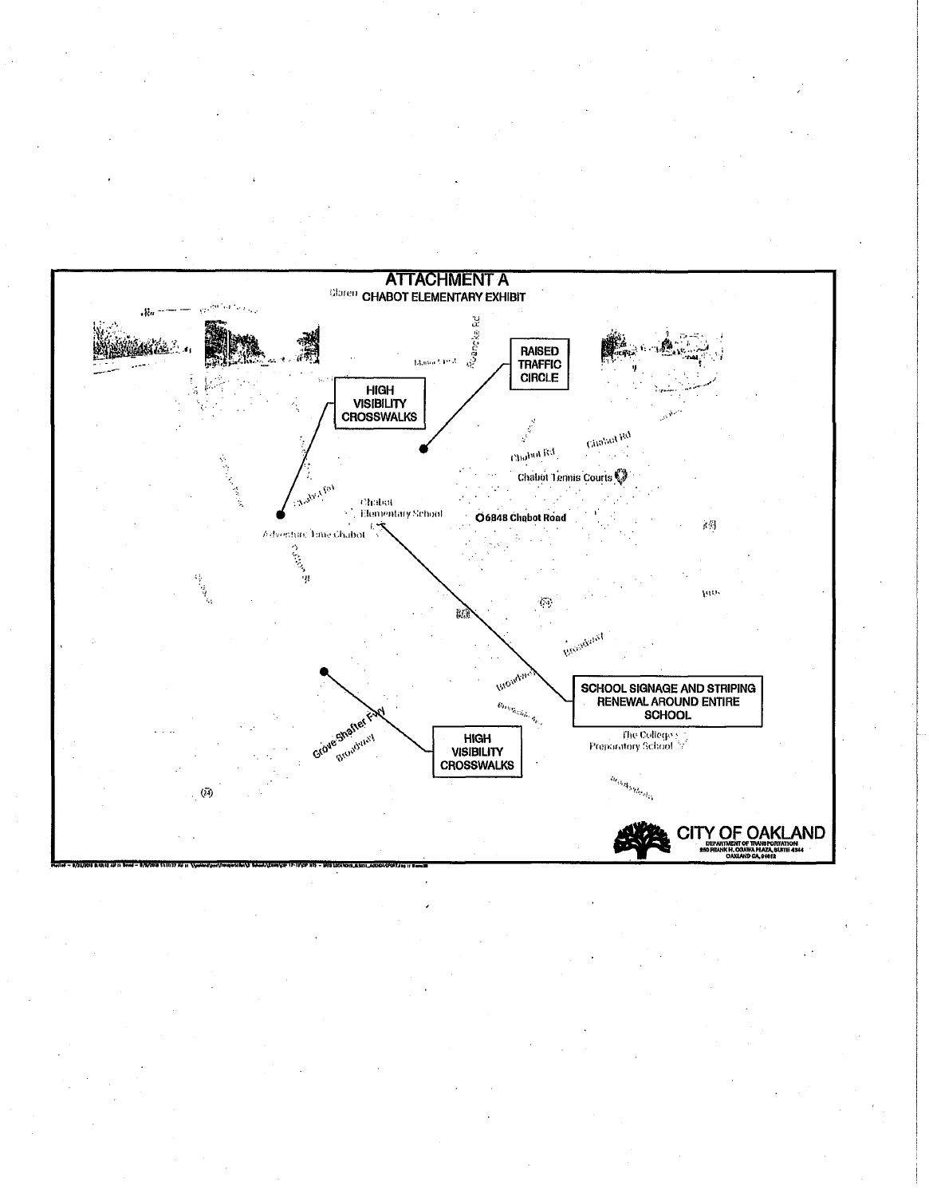# ATTACHMENT A

## CHABOT ELEMENTARY EXHIBIT

HIGH VISIBILITY CROSSWALKS

RAISED TRAFFIC CIRCLE

Chabot Rd

Chabot Tennis Courts

Chabot Elementary School

Adventure Time Chabot

6848 Chabot Road

Broadway

SCHOOL SIGNAGE AND STRIPING RENEWAL AROUND ENTIRE SCHOOL

Grove Shafter Fwy

HIGH VISIBILITY CROSSWALKS

The College Preparatory School

CITY OF OAKLAND
DEPARTMENT OF TRANSPORTATION
250 FRANK H. OGAWA PLAZA, SUITE 4344
OAKLAND CA, 94612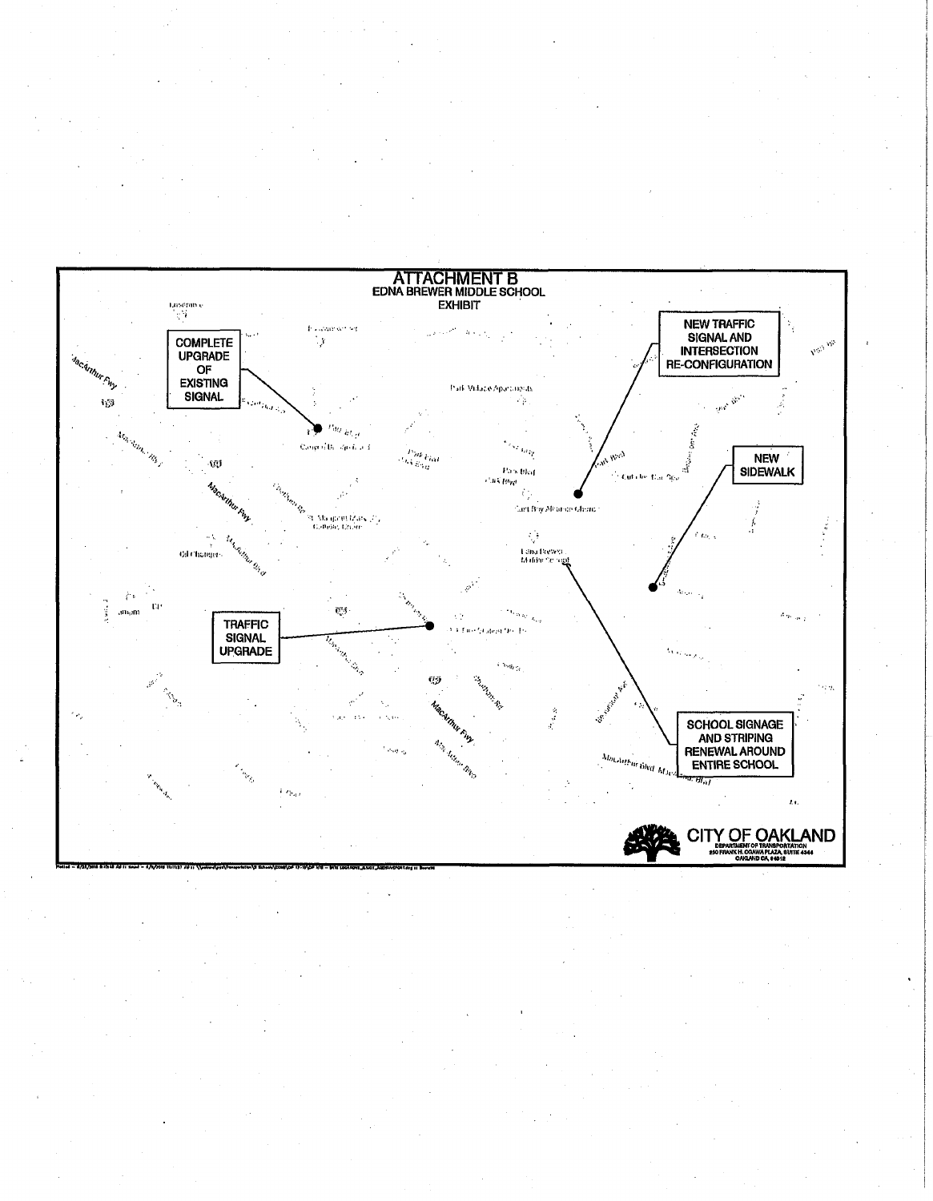# ATTACHMENT B

## EDNA BREWER MIDDLE SCHOOL EXHIBIT

**COMPLETE UPGRADE OF EXISTING SIGNAL**

**NEW TRAFFIC SIGNAL AND INTERSECTION RE-CONFIGURATION**

**NEW SIDEWALK**

**TRAFFIC SIGNAL UPGRADE**

**SCHOOL SIGNAGE AND STRIPING RENEWAL AROUND ENTIRE SCHOOL**

**CITY OF OAKLAND**
DEPARTMENT OF TRANSPORTATION
250 FRANK H. OGAWA PLAZA, SUITE 4344
OAKLAND CA, 94612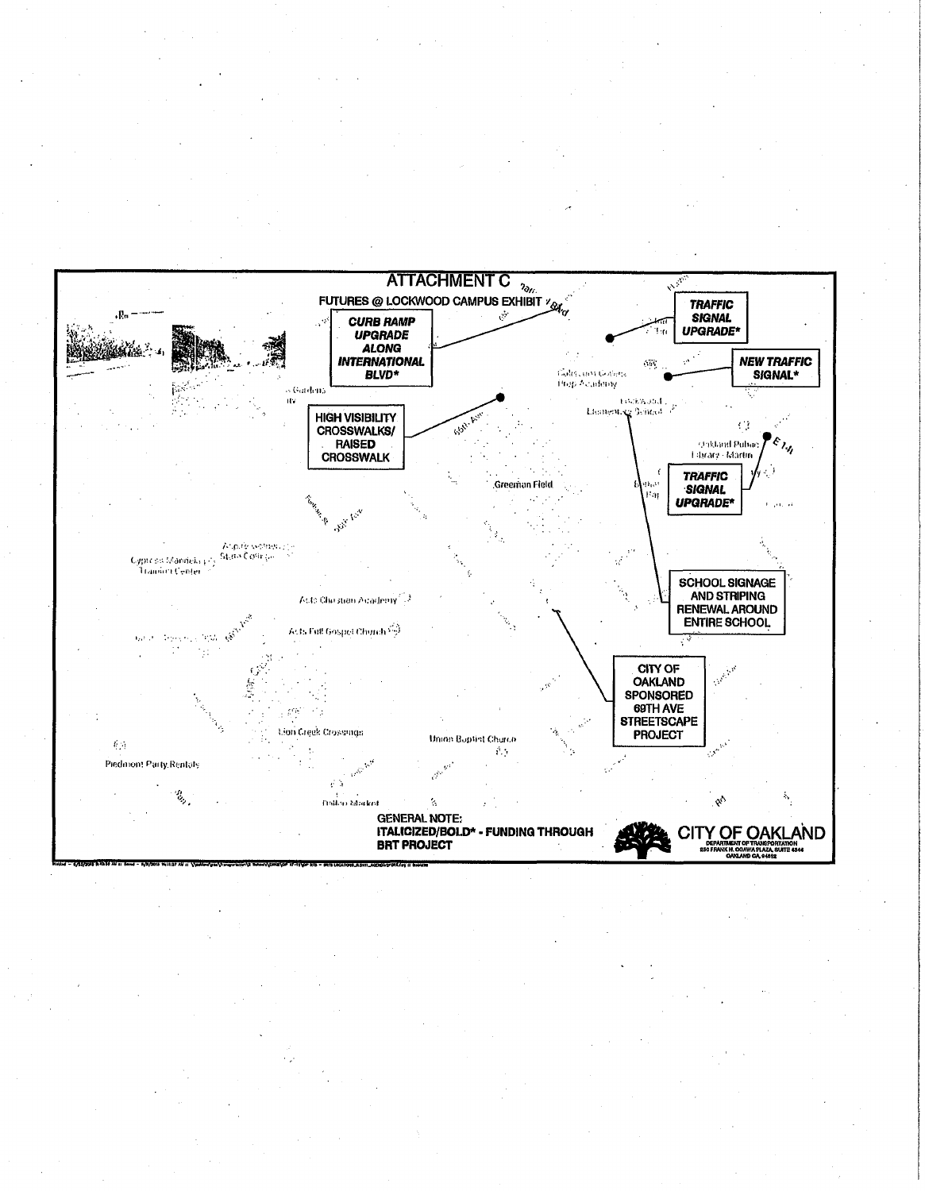# ATTACHMENT C

## FUTURES @ LOCKWOOD CAMPUS EXHIBIT

***CURB RAMP UPGRADE ALONG INTERNATIONAL BLVD****

***TRAFFIC SIGNAL UPGRADE****

***NEW TRAFFIC SIGNAL****

**HIGH VISIBILITY CROSSWALKS/ RAISED CROSSWALK**

***TRAFFIC SIGNAL UPGRADE****

**SCHOOL SIGNAGE AND STRIPING RENEWAL AROUND ENTIRE SCHOOL**

**CITY OF OAKLAND SPONSORED 69TH AVE STREETSCAPE PROJECT**

Greenman Field

Cypress Mandela Transit Center

Acts Christian Academy

Acts Full Gospel Church

Lion Creek Crossings

Union Baptist Church

Piedmont Party Rentals

**GENERAL NOTE:**
***ITALICIZED/BOLD**** **- FUNDING THROUGH BRT PROJECT**

CITY OF OAKLAND
DEPARTMENT OF TRANSPORTATION
250 FRANK H. OGAWA PLAZA, SUITE 4344
OAKLAND CA, 94612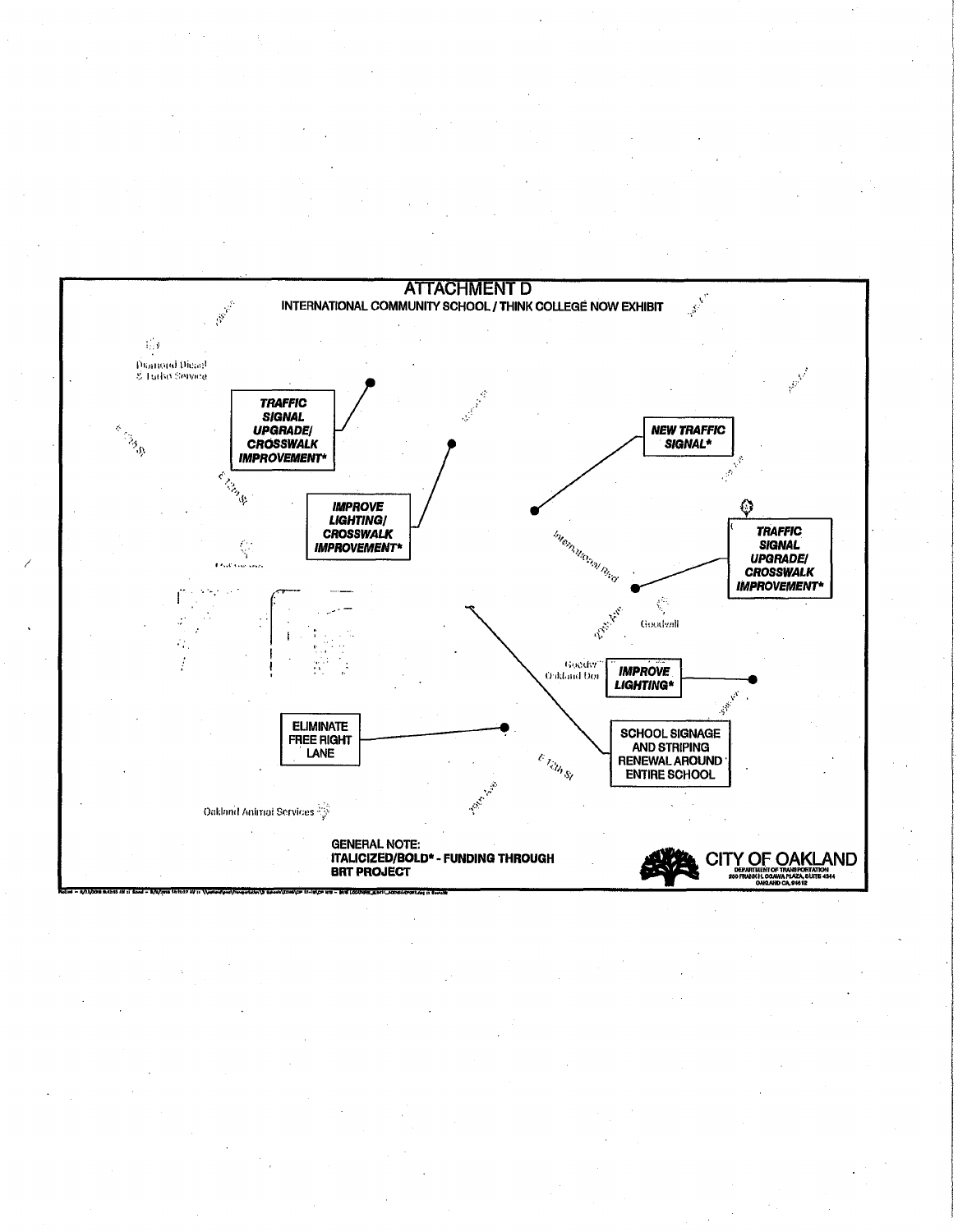# ATTACHMENT D

## INTERNATIONAL COMMUNITY SCHOOL / THINK COLLEGE NOW EXHIBIT

Diamond Diesel & Turbo Service

***TRAFFIC SIGNAL UPGRADE/ CROSSWALK IMPROVEMENT****

E 12th St

***IMPROVE LIGHTING/ CROSSWALK IMPROVEMENT****

***NEW TRAFFIC SIGNAL****

International Blvd

***TRAFFIC SIGNAL UPGRADE/ CROSSWALK IMPROVEMENT****

Goodwill

Goodwill Oakland Don

***IMPROVE LIGHTING****

**ELIMINATE FREE RIGHT LANE**

**SCHOOL SIGNAGE AND STRIPING RENEWAL AROUND ENTIRE SCHOOL**

E 12th St

Oakland Animal Services

**GENERAL NOTE:**
**ITALICIZED/BOLD* - FUNDING THROUGH BRT PROJECT**

**CITY OF OAKLAND**
DEPARTMENT OF TRANSPORTATION
250 FRANK H. OGAWA PLAZA, SUITE 4344
OAKLAND CA, 94612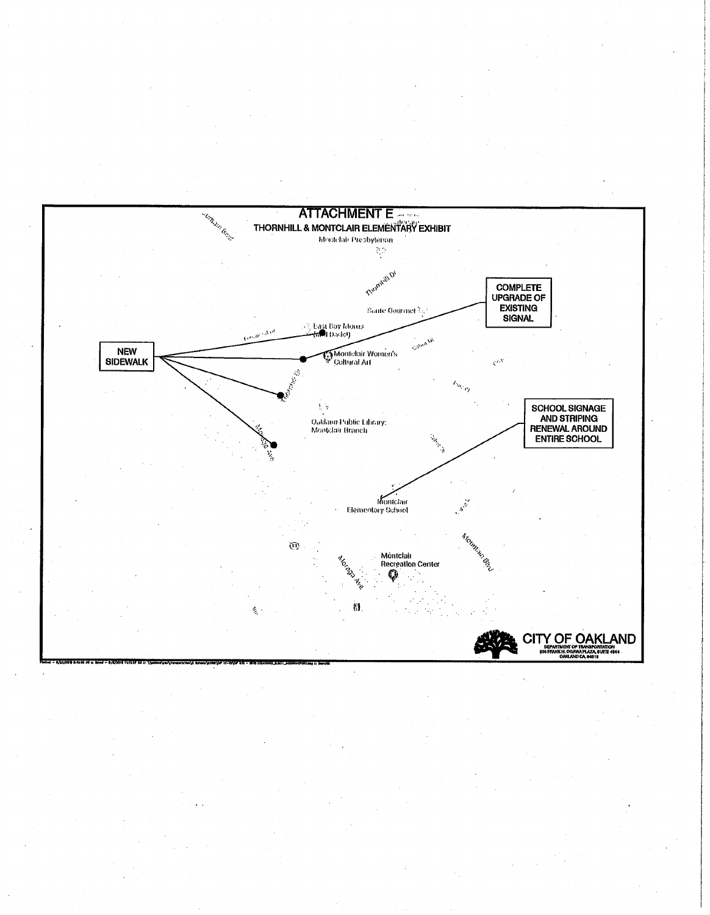# ATTACHMENT E

## THORNHILL & MONTCLAIR ELEMENTARY EXHIBIT

Montclair Presbyterian

Thornhill Dr

Sante Gourmet

East Bay Moms (at Darlist)

Montclair Women's Cultural Art

Oakland Public Library: Montclair Branch

Montclair Elementary School

Montclair Recreation Center

Moraga Ave

Mountain Blvd

**NEW SIDEWALK**

**COMPLETE UPGRADE OF EXISTING SIGNAL**

**SCHOOL SIGNAGE AND STRIPING RENEWAL AROUND ENTIRE SCHOOL**

**CITY OF OAKLAND**
DEPARTMENT OF TRANSPORTATION
250 FRANK H. OGAWA PLAZA, SUITE 4344
OAKLAND CA, 94612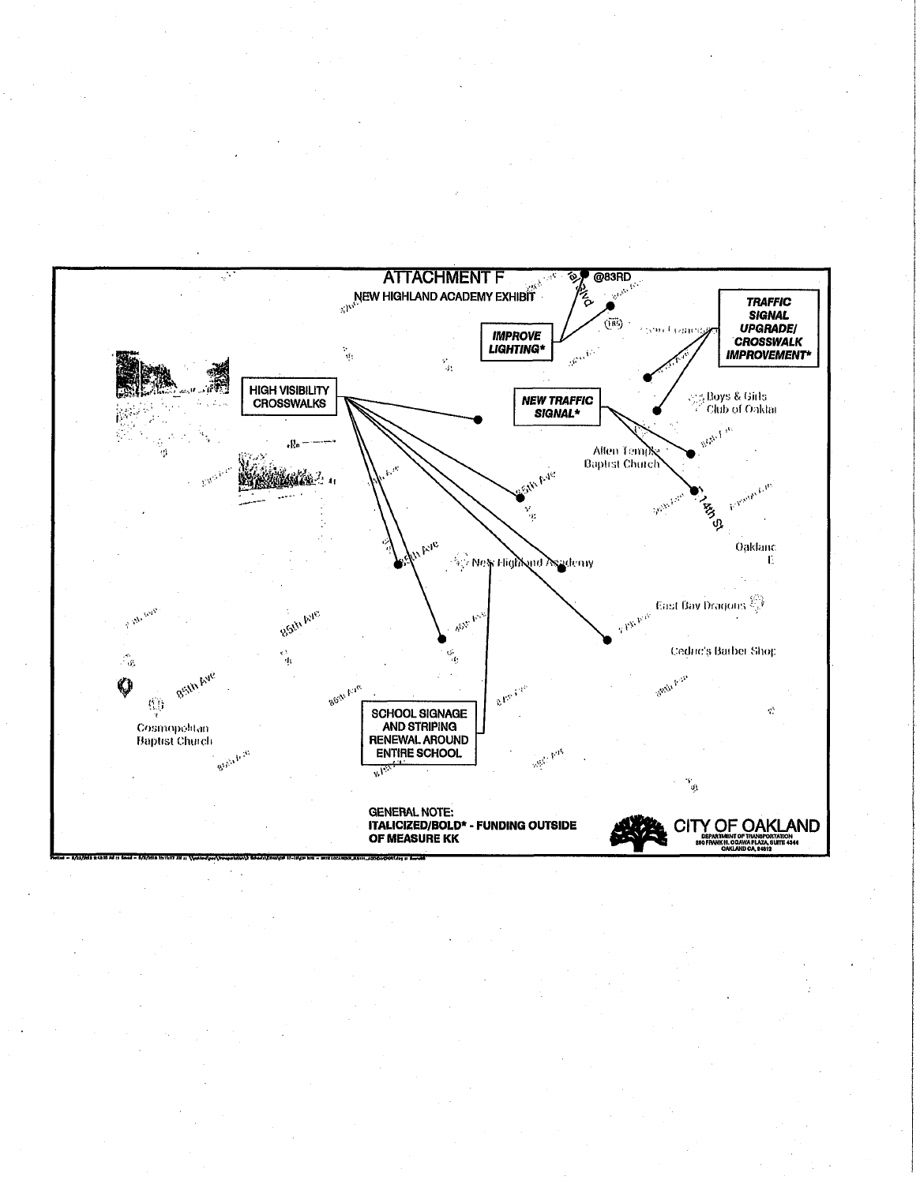# ATTACHMENT F

NEW HIGHLAND ACADEMY EXHIBIT

@83RD

***IMPROVE LIGHTING****

***TRAFFIC SIGNAL UPGRADE/ CROSSWALK IMPROVEMENT****

HIGH VISIBILITY CROSSWALKS

***NEW TRAFFIC SIGNAL****

Boys & Girls Club of Oaklan

Allen Temple Baptist Church

85th Ave

14th St

Oaklanc

New Highland Academy

East Bay Dragons

Cedric's Barber Shop

85th Ave

85th Ave

Cosmopolitan Baptist Church

SCHOOL SIGNAGE AND STRIPING RENEWAL AROUND ENTIRE SCHOOL

GENERAL NOTE:
***ITALICIZED/BOLD**** - FUNDING OUTSIDE OF MEASURE KK

CITY OF OAKLAND
DEPARTMENT OF TRANSPORTATION
250 FRANK H. OGAWA PLAZA, SUITE 4344
OAKLAND CA, 94612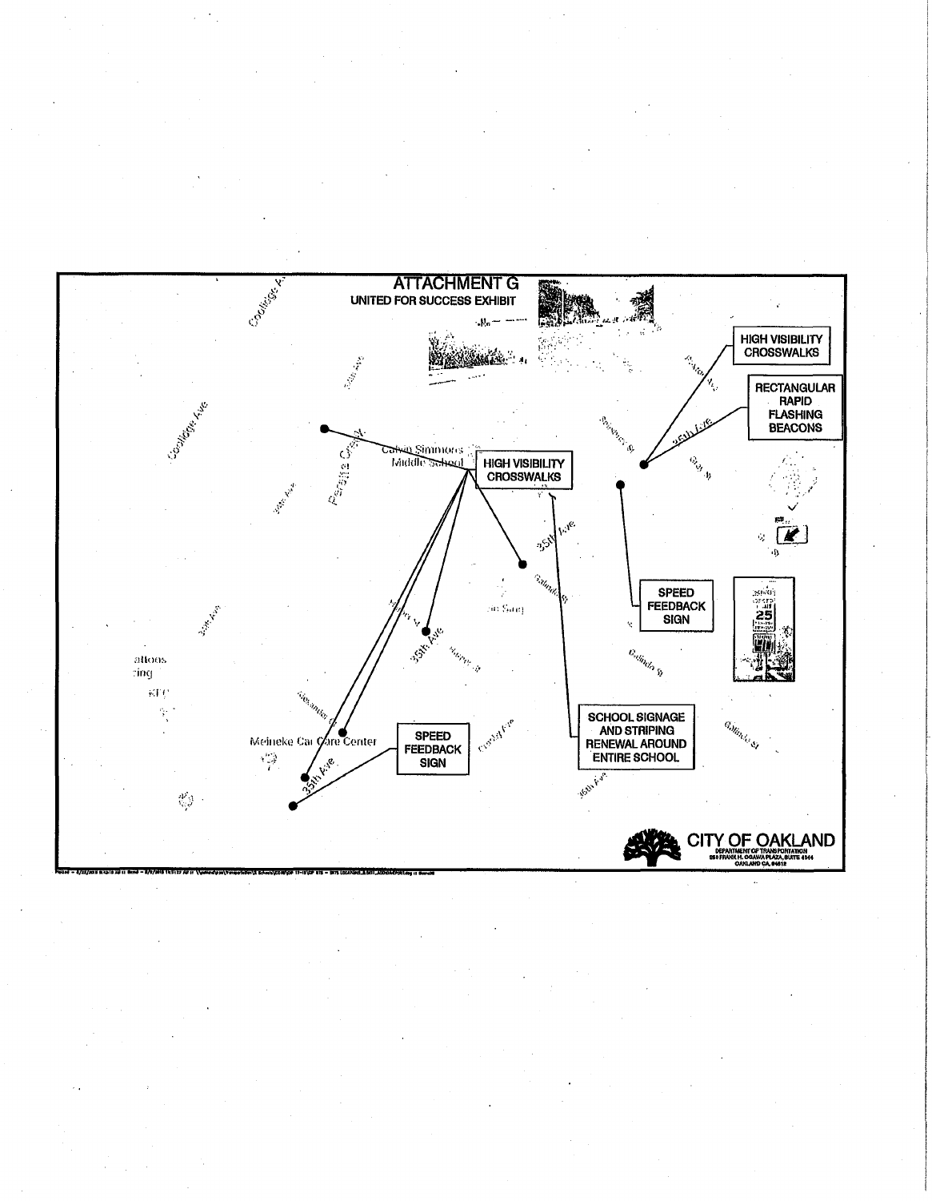# ATTACHMENT G

## UNITED FOR SUCCESS EXHIBIT

HIGH VISIBILITY CROSSWALKS

RECTANGULAR RAPID FLASHING BEACONS

HIGH VISIBILITY CROSSWALKS

SPEED FEEDBACK SIGN

SCHOOL SIGNAGE AND STRIPING RENEWAL AROUND ENTIRE SCHOOL

SPEED FEEDBACK SIGN

Calvin Simmons Middle School

Meineke Car Care Center

35th Ave

CITY OF OAKLAND
DEPARTMENT OF TRANSPORTATION
250 FRANK H. OGAWA PLAZA, SUITE 4344
OAKLAND CA, 94612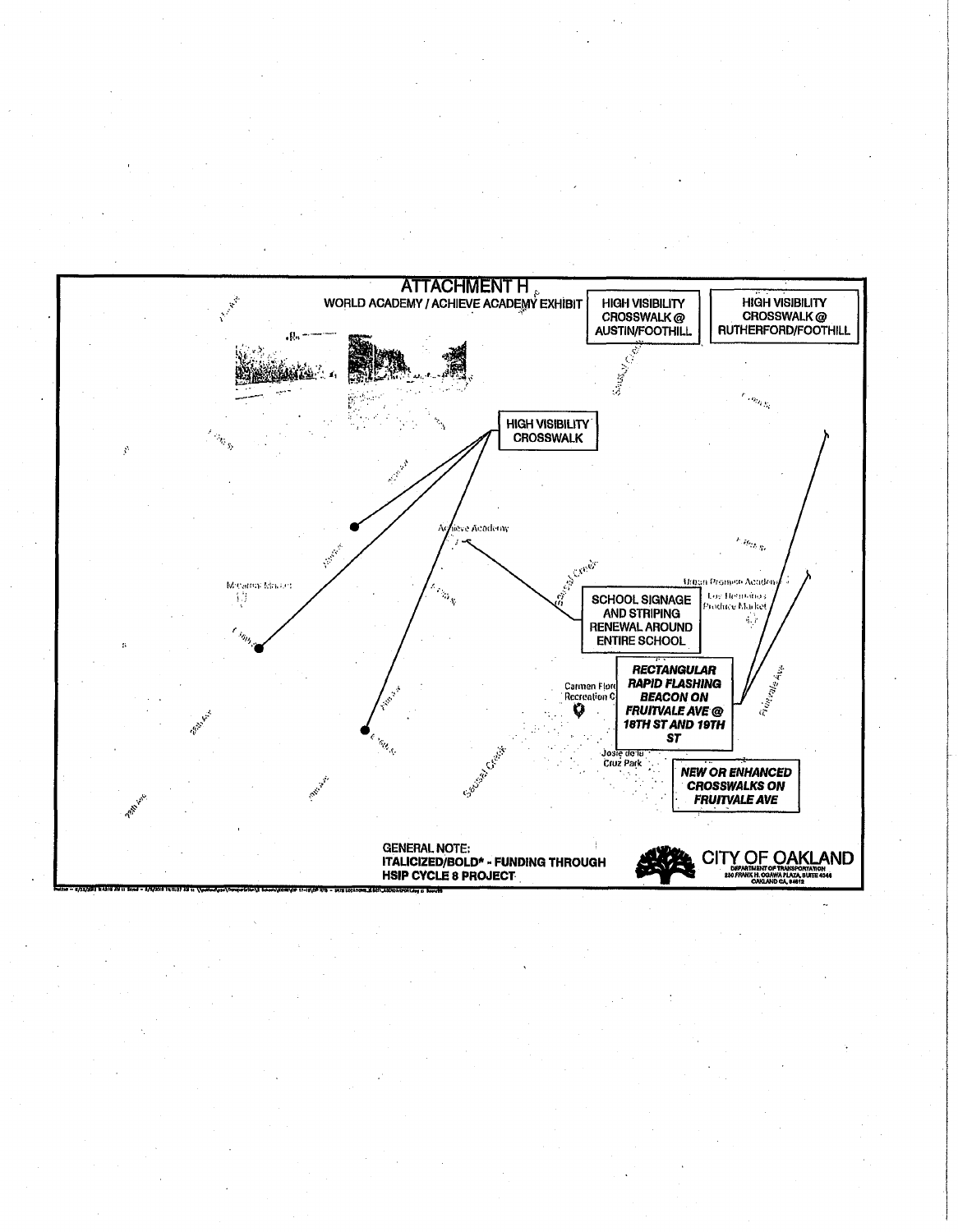# ATTACHMENT H

WORLD ACADEMY / ACHIEVE ACADEMY EXHIBIT

HIGH VISIBILITY CROSSWALK @ AUSTIN/FOOTHILL

HIGH VISIBILITY CROSSWALK @ RUTHERFORD/FOOTHILL

HIGH VISIBILITY CROSSWALK

SCHOOL SIGNAGE AND STRIPING RENEWAL AROUND ENTIRE SCHOOL

***RECTANGULAR RAPID FLASHING BEACON ON FRUITVALE AVE @ 18TH ST AND 19TH ST***

***NEW OR ENHANCED CROSSWALKS ON FRUITVALE AVE***

Achieve Academy

Urban Promise Academy

Los Hermanos Produce Market

Carmen Flores Recreation C

Josie de la Cruz Park

Sausal Creek

Fruitvale Ave

GENERAL NOTE:
***ITALICIZED/BOLD*** - FUNDING THROUGH HSIP CYCLE 8 PROJECT

CITY OF OAKLAND
DEPARTMENT OF TRANSPORTATION
250 FRANK H. OGAWA PLAZA, SUITE 4344
OAKLAND CA, 94612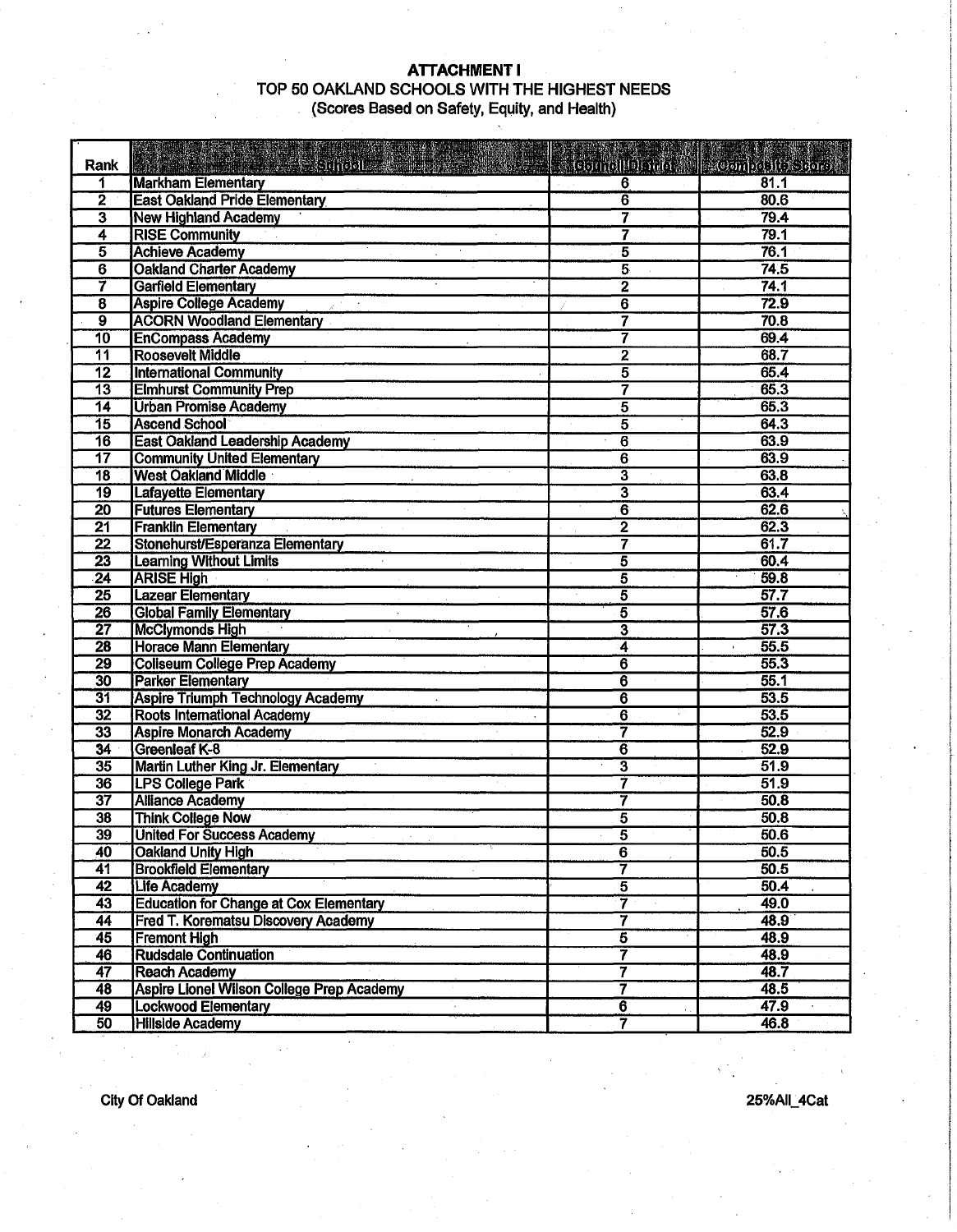# ATTACHMENT I

## TOP 50 OAKLAND SCHOOLS WITH THE HIGHEST NEEDS

(Scores Based on Safety, Equity, and Health)

| Rank | School | Council District | Composite Score |
|---|---|---|---|
| 1 | Markham Elementary | 6 | 81.1 |
| 2 | East Oakland Pride Elementary | 6 | 80.6 |
| 3 | New Highland Academy | 7 | 79.4 |
| 4 | RISE Community | 7 | 79.1 |
| 5 | Achieve Academy | 5 | 76.1 |
| 6 | Oakland Charter Academy | 5 | 74.5 |
| 7 | Garfield Elementary | 2 | 74.1 |
| 8 | Aspire College Academy | 6 | 72.9 |
| 9 | ACORN Woodland Elementary | 7 | 70.8 |
| 10 | EnCompass Academy | 7 | 69.4 |
| 11 | Roosevelt Middle | 2 | 68.7 |
| 12 | International Community | 5 | 65.4 |
| 13 | Elmhurst Community Prep | 7 | 65.3 |
| 14 | Urban Promise Academy | 5 | 65.3 |
| 15 | Ascend School | 5 | 64.3 |
| 16 | East Oakland Leadership Academy | 6 | 63.9 |
| 17 | Community United Elementary | 6 | 63.9 |
| 18 | West Oakland Middle | 3 | 63.8 |
| 19 | Lafayette Elementary | 3 | 63.4 |
| 20 | Futures Elementary | 6 | 62.6 |
| 21 | Franklin Elementary | 2 | 62.3 |
| 22 | Stonehurst/Esperanza Elementary | 7 | 61.7 |
| 23 | Learning Without Limits | 5 | 60.4 |
| 24 | ARISE High | 5 | 59.8 |
| 25 | Lazear Elementary | 5 | 57.7 |
| 26 | Global Family Elementary | 5 | 57.6 |
| 27 | McClymonds High | 3 | 57.3 |
| 28 | Horace Mann Elementary | 4 | 55.5 |
| 29 | Coliseum College Prep Academy | 6 | 55.3 |
| 30 | Parker Elementary | 6 | 55.1 |
| 31 | Aspire Triumph Technology Academy | 6 | 53.5 |
| 32 | Roots International Academy | 6 | 53.5 |
| 33 | Aspire Monarch Academy | 7 | 52.9 |
| 34 | Greenleaf K-8 | 6 | 52.9 |
| 35 | Martin Luther King Jr. Elementary | 3 | 51.9 |
| 36 | LPS College Park | 7 | 51.9 |
| 37 | Alliance Academy | 7 | 50.8 |
| 38 | Think College Now | 5 | 50.8 |
| 39 | United For Success Academy | 5 | 50.6 |
| 40 | Oakland Unity High | 6 | 50.5 |
| 41 | Brookfield Elementary | 7 | 50.5 |
| 42 | Life Academy | 5 | 50.4 |
| 43 | Education for Change at Cox Elementary | 7 | 49.0 |
| 44 | Fred T. Korematsu Discovery Academy | 7 | 48.9 |
| 45 | Fremont High | 5 | 48.9 |
| 46 | Rudsdale Continuation | 7 | 48.9 |
| 47 | Reach Academy | 7 | 48.7 |
| 48 | Aspire Lionel Wilson College Prep Academy | 7 | 48.5 |
| 49 | Lockwood Elementary | 6 | 47.9 |
| 50 | Hillside Academy | 7 | 46.8 |

City Of Oakland

25%All_4Cat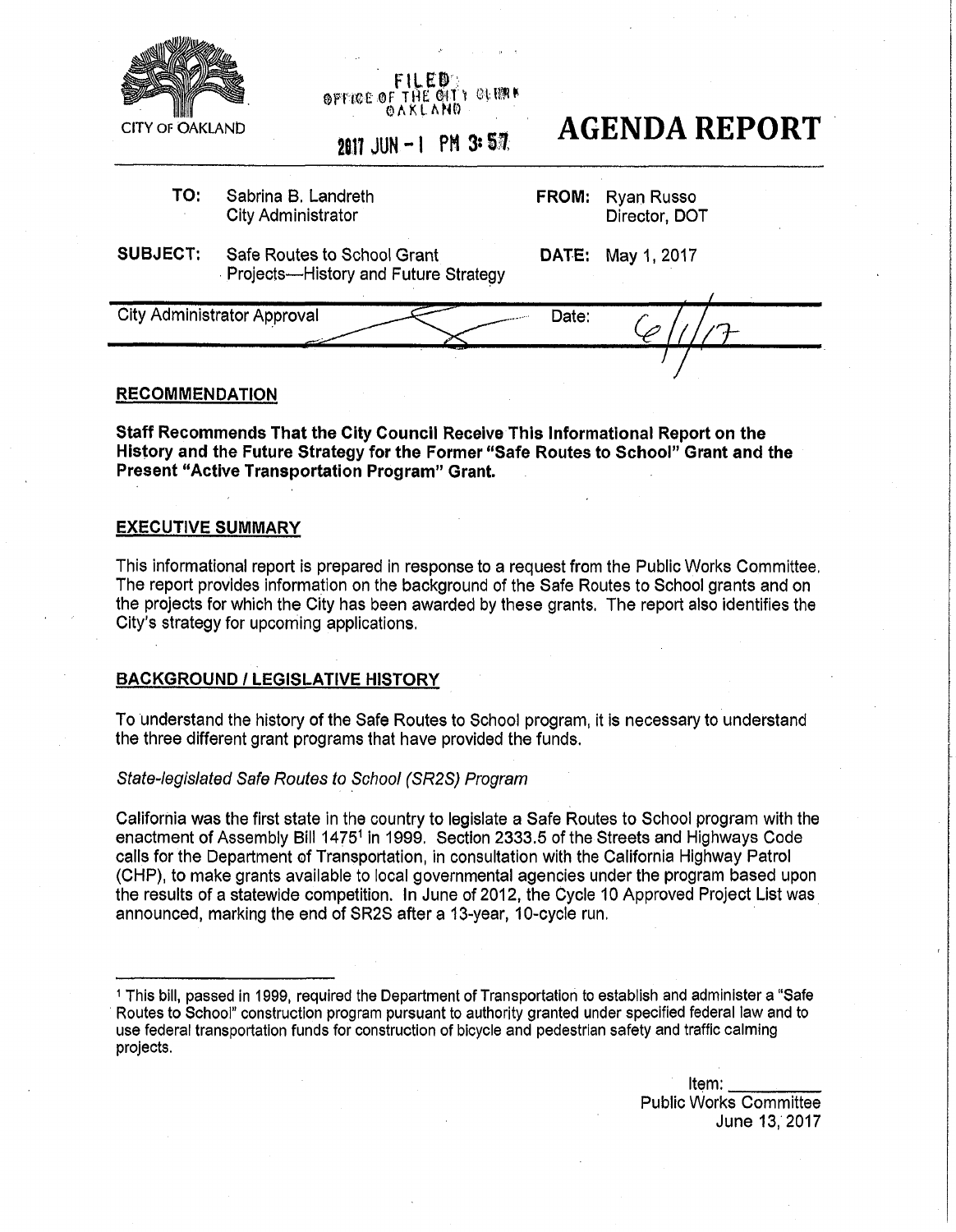CITY OF OAKLAND

FILED
OFFICE OF THE CITY CLERK
OAKLAND

2017 JUN -1 PM 3:57

# AGENDA REPORT

| | | | |
|---|---|---|---|
| **TO:** | Sabrina B. Landreth<br>City Administrator | **FROM:** | Ryan Russo<br>Director, DOT |
| **SUBJECT:** | Safe Routes to School Grant Projects—History and Future Strategy | **DATE:** | May 1, 2017 |

City Administrator Approval | Date: 6/1/17

## RECOMMENDATION

**Staff Recommends That the City Council Receive This Informational Report on the History and the Future Strategy for the Former "Safe Routes to School" Grant and the Present "Active Transportation Program" Grant.**

## EXECUTIVE SUMMARY

This informational report is prepared in response to a request from the Public Works Committee. The report provides information on the background of the Safe Routes to School grants and on the projects for which the City has been awarded by these grants. The report also identifies the City's strategy for upcoming applications.

## BACKGROUND / LEGISLATIVE HISTORY

To understand the history of the Safe Routes to School program, it is necessary to understand the three different grant programs that have provided the funds.

*State-legislated Safe Routes to School (SR2S) Program*

California was the first state in the country to legislate a Safe Routes to School program with the enactment of Assembly Bill 1475[1] in 1999. Section 2333.5 of the Streets and Highways Code calls for the Department of Transportation, in consultation with the California Highway Patrol (CHP), to make grants available to local governmental agencies under the program based upon the results of a statewide competition. In June of 2012, the Cycle 10 Approved Project List was announced, marking the end of SR2S after a 13-year, 10-cycle run.

[1] This bill, passed in 1999, required the Department of Transportation to establish and administer a "Safe Routes to School" construction program pursuant to authority granted under specified federal law and to use federal transportation funds for construction of bicycle and pedestrian safety and traffic calming projects.

Item: ________
Public Works Committee
June 13, 2017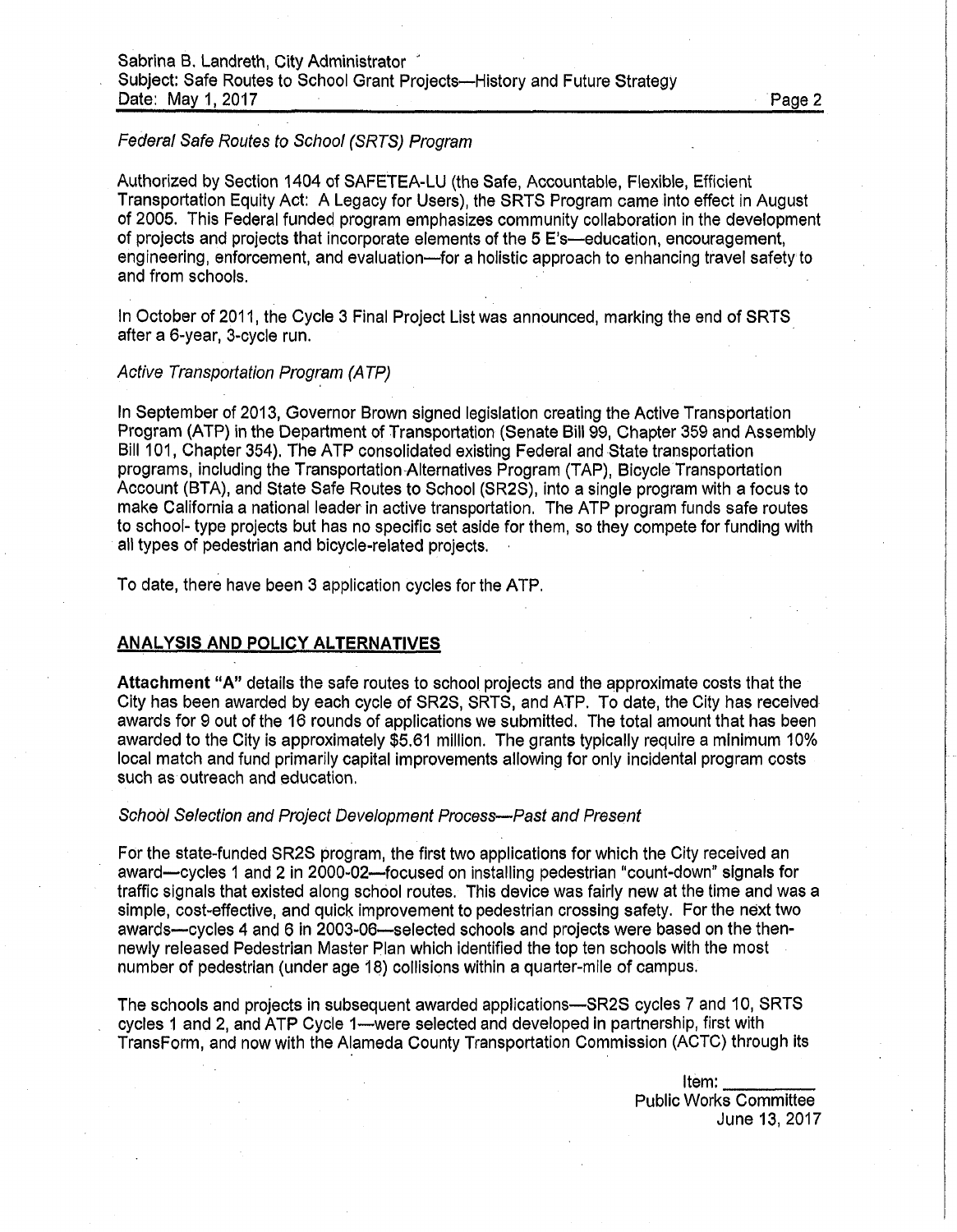*Federal Safe Routes to School (SRTS) Program*

Authorized by Section 1404 of SAFETEA-LU (the Safe, Accountable, Flexible, Efficient Transportation Equity Act: A Legacy for Users), the SRTS Program came into effect in August of 2005. This Federal funded program emphasizes community collaboration in the development of projects and projects that incorporate elements of the 5 E's—education, encouragement, engineering, enforcement, and evaluation—for a holistic approach to enhancing travel safety to and from schools.

In October of 2011, the Cycle 3 Final Project List was announced, marking the end of SRTS after a 6-year, 3-cycle run.

*Active Transportation Program (ATP)*

In September of 2013, Governor Brown signed legislation creating the Active Transportation Program (ATP) in the Department of Transportation (Senate Bill 99, Chapter 359 and Assembly Bill 101, Chapter 354). The ATP consolidated existing Federal and State transportation programs, including the Transportation Alternatives Program (TAP), Bicycle Transportation Account (BTA), and State Safe Routes to School (SR2S), into a single program with a focus to make California a national leader in active transportation. The ATP program funds safe routes to school- type projects but has no specific set aside for them, so they compete for funding with all types of pedestrian and bicycle-related projects.

To date, there have been 3 application cycles for the ATP.

## ANALYSIS AND POLICY ALTERNATIVES

**Attachment "A"** details the safe routes to school projects and the approximate costs that the City has been awarded by each cycle of SR2S, SRTS, and ATP. To date, the City has received awards for 9 out of the 16 rounds of applications we submitted. The total amount that has been awarded to the City is approximately $5.61 million. The grants typically require a minimum 10% local match and fund primarily capital improvements allowing for only incidental program costs such as outreach and education.

*School Selection and Project Development Process—Past and Present*

For the state-funded SR2S program, the first two applications for which the City received an award—cycles 1 and 2 in 2000-02—focused on installing pedestrian "count-down" signals for traffic signals that existed along school routes. This device was fairly new at the time and was a simple, cost-effective, and quick improvement to pedestrian crossing safety. For the next two awards—cycles 4 and 6 in 2003-06—selected schools and projects were based on the then-newly released Pedestrian Master Plan which identified the top ten schools with the most number of pedestrian (under age 18) collisions within a quarter-mile of campus.

The schools and projects in subsequent awarded applications—SR2S cycles 7 and 10, SRTS cycles 1 and 2, and ATP Cycle 1—were selected and developed in partnership, first with TransForm, and now with the Alameda County Transportation Commission (ACTC) through its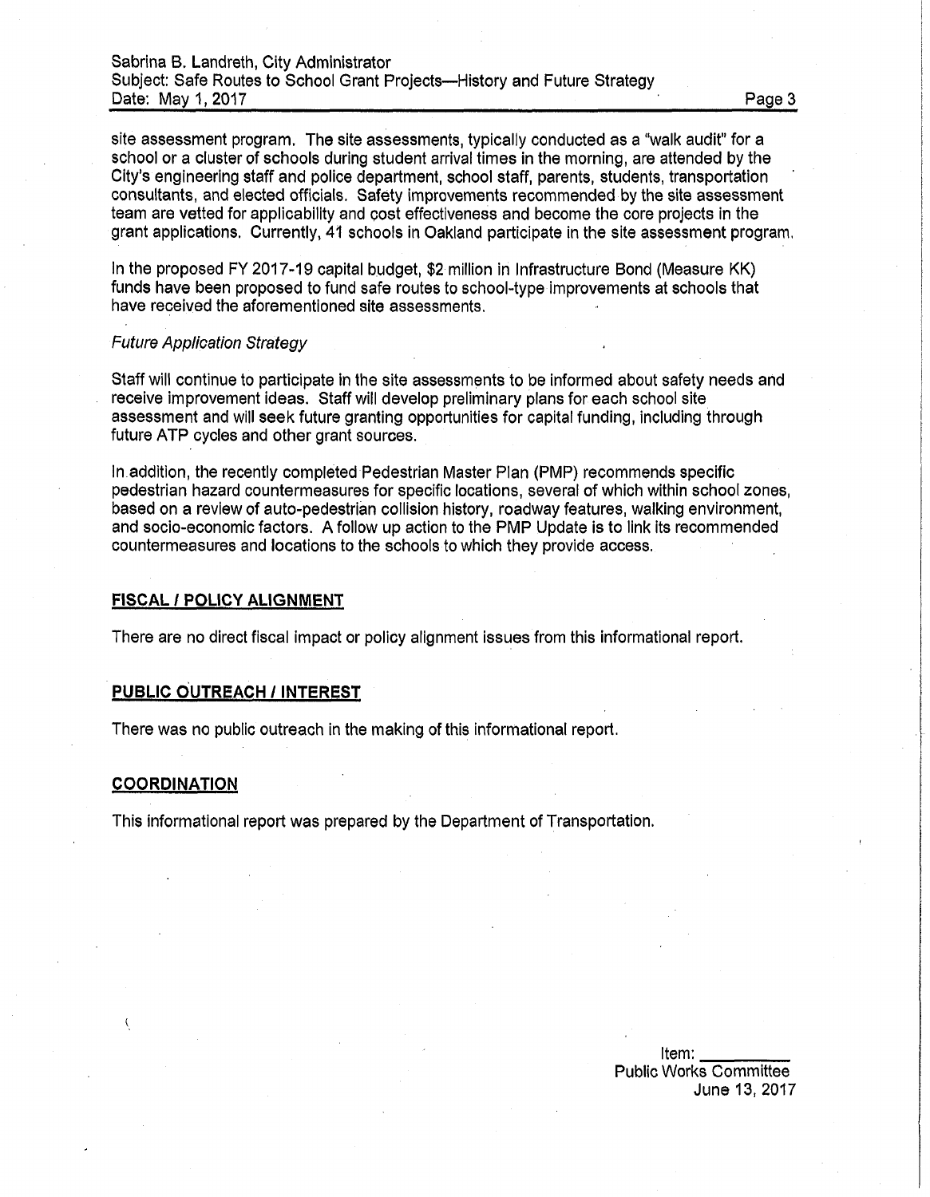site assessment program. The site assessments, typically conducted as a "walk audit" for a school or a cluster of schools during student arrival times in the morning, are attended by the City's engineering staff and police department, school staff, parents, students, transportation consultants, and elected officials. Safety improvements recommended by the site assessment team are vetted for applicability and cost effectiveness and become the core projects in the grant applications. Currently, 41 schools in Oakland participate in the site assessment program.

In the proposed FY 2017-19 capital budget, $2 million in Infrastructure Bond (Measure KK) funds have been proposed to fund safe routes to school-type improvements at schools that have received the aforementioned site assessments.

*Future Application Strategy*

Staff will continue to participate in the site assessments to be informed about safety needs and receive improvement ideas. Staff will develop preliminary plans for each school site assessment and will seek future granting opportunities for capital funding, including through future ATP cycles and other grant sources.

In addition, the recently completed Pedestrian Master Plan (PMP) recommends specific pedestrian hazard countermeasures for specific locations, several of which within school zones, based on a review of auto-pedestrian collision history, roadway features, walking environment, and socio-economic factors. A follow up action to the PMP Update is to link its recommended countermeasures and locations to the schools to which they provide access.

## FISCAL / POLICY ALIGNMENT

There are no direct fiscal impact or policy alignment issues from this informational report.

## PUBLIC OUTREACH / INTEREST

There was no public outreach in the making of this informational report.

## COORDINATION

This informational report was prepared by the Department of Transportation.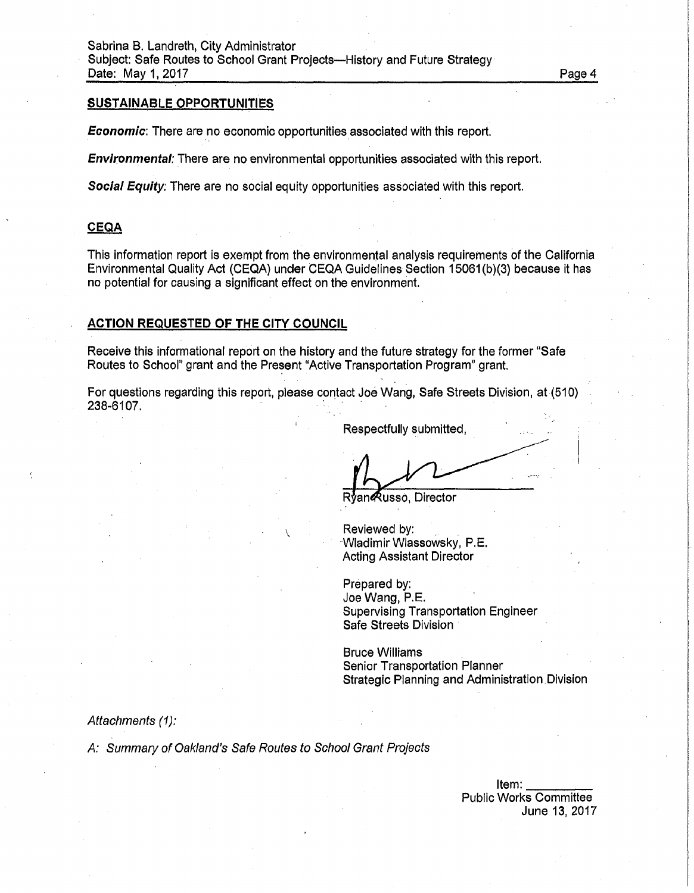## SUSTAINABLE OPPORTUNITIES

***Economic***: There are no economic opportunities associated with this report.

***Environmental***: There are no environmental opportunities associated with this report.

***Social Equity***: There are no social equity opportunities associated with this report.

## CEQA

This information report is exempt from the environmental analysis requirements of the California Environmental Quality Act (CEQA) under CEQA Guidelines Section 15061(b)(3) because it has no potential for causing a significant effect on the environment.

## ACTION REQUESTED OF THE CITY COUNCIL

Receive this informational report on the history and the future strategy for the former "Safe Routes to School" grant and the Present "Active Transportation Program" grant.

For questions regarding this report, please contact Joe Wang, Safe Streets Division, at (510) 238-6107.

Respectfully submitted,

Ryan Russo, Director

Reviewed by:
Wladimir Wlassowsky, P.E.
Acting Assistant Director

Prepared by:
Joe Wang, P.E.
Supervising Transportation Engineer
Safe Streets Division

Bruce Williams
Senior Transportation Planner
Strategic Planning and Administration Division

*Attachments (1):*

*A: Summary of Oakland's Safe Routes to School Grant Projects*

Item: \_\_\_\_\_\_\_\_\_
Public Works Committee
June 13, 2017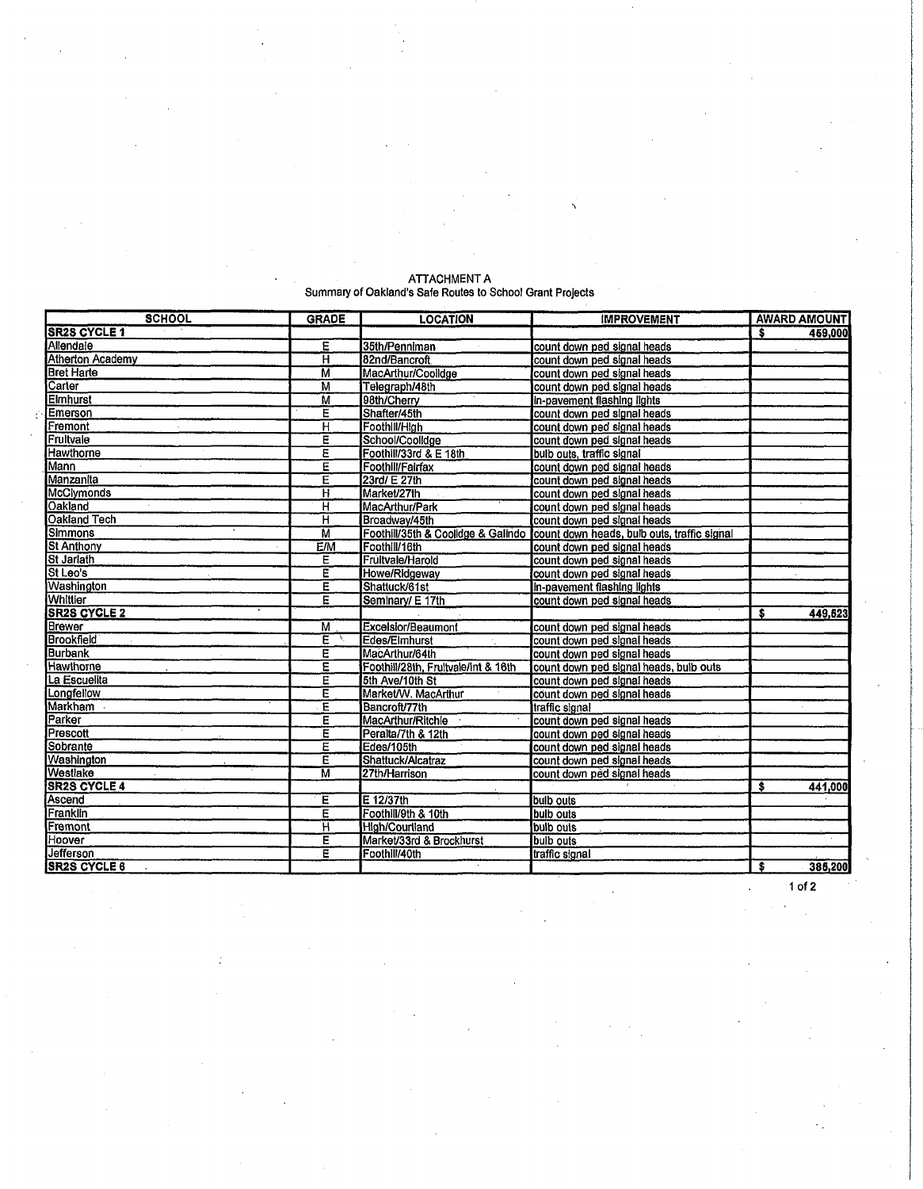ATTACHMENT A
Summary of Oakland's Safe Routes to School Grant Projects

| SCHOOL | GRADE | LOCATION | IMPROVEMENT | AWARD AMOUNT |
|---|---|---|---|---|
| **SR2S CYCLE 1** | | | | $ 459,000 |
| Allendale | E | 35th/Penniman | count down ped signal heads | |
| Atherton Academy | H | 82nd/Bancroft | count down ped signal heads | |
| Bret Harte | M | MacArthur/Coolidge | count down ped signal heads | |
| Carter | M | Telegraph/48th | count down ped signal heads | |
| Elmhurst | M | 98th/Cherry | in-pavement flashing lights | |
| Emerson | E | Shafter/45th | count down ped signal heads | |
| Fremont | H | Foothill/High | count down ped signal heads | |
| Fruitvale | E | School/Coolidge | count down ped signal heads | |
| Hawthorne | E | Foothill/33rd & E 18th | bulb outs, traffic signal | |
| Mann | E | Foothill/Fairfax | count down ped signal heads | |
| Manzanita | E | 23rd/ E 27th | count down ped signal heads | |
| McClymonds | H | Market/27th | count down ped signal heads | |
| Oakland | H | MacArthur/Park | count down ped signal heads | |
| Oakland Tech | H | Broadway/45th | count down ped signal heads | |
| Simmons | M | Foothill/35th & Coolidge & Galindo | count down heads, bulb outs, traffic signal | |
| St Anthony | E/M | Foothill/16th | count down ped signal heads | |
| St Jarlath | E | Fruitvale/Harold | count down ped signal heads | |
| St Leo's | E | Howe/Ridgeway | count down ped signal heads | |
| Washington | E | Shattuck/61st | in-pavement flashing lights | |
| Whittier | E | Seminary/ E 17th | count down ped signal heads | |
| **SR2S CYCLE 2** | | | | $ 449,523 |
| Brewer | M | Excelsior/Beaumont | count down ped signal heads | |
| Brookfield | E | Edes/Elmhurst | count down ped signal heads | |
| Burbank | E | MacArthur/64th | count down ped signal heads | |
| Hawthorne | E | Foothill/28th, Fruitvale/Int & 16th | count down ped signal heads, bulb outs | |
| La Escuelita | E | 5th Ave/10th St | count down ped signal heads | |
| Longfellow | E | Market/W. MacArthur | count down ped signal heads | |
| Markham | E | Bancroft/77th | traffic signal | |
| Parker | E | MacArthur/Ritchie | count down ped signal heads | |
| Prescott | E | Peralta/7th & 12th | count down ped signal heads | |
| Sobrante | E | Edes/105th | count down ped signal heads | |
| Washington | E | Shattuck/Alcatraz | count down ped signal heads | |
| Westlake | M | 27th/Harrison | count down ped signal heads | |
| **SR2S CYCLE 4** | | | | $ 441,000 |
| Ascend | E | E 12/37th | bulb outs | |
| Franklin | E | Foothill/9th & 10th | bulb outs | |
| Fremont | H | High/Courtland | bulb outs | |
| Hoover | E | Market/33rd & Brockhurst | bulb outs | |
| Jefferson | E | Foothill/40th | traffic signal | |
| **SR2S CYCLE 6** | | | | $ 385,200 |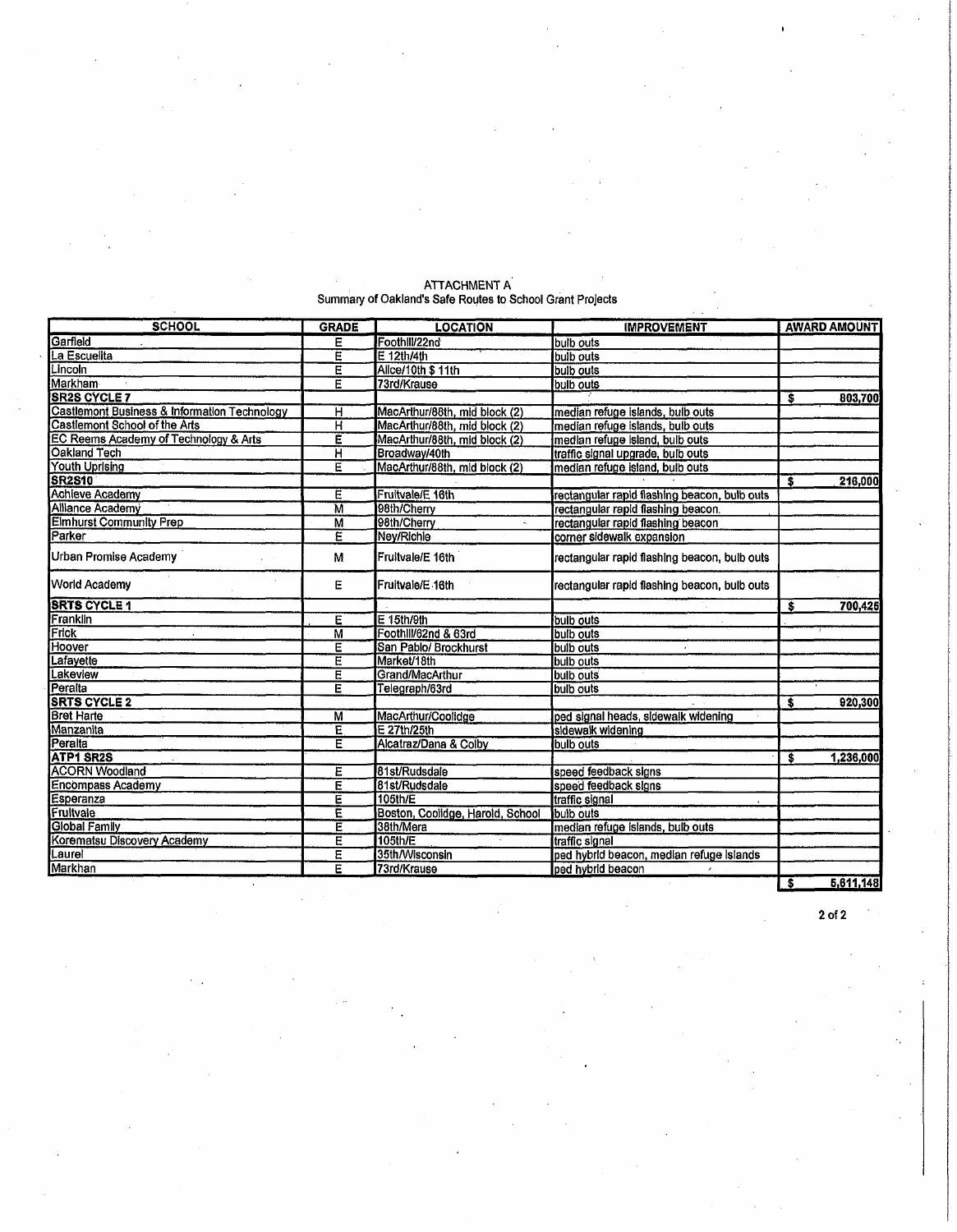ATTACHMENT A
Summary of Oakland's Safe Routes to School Grant Projects

| SCHOOL | GRADE | LOCATION | IMPROVEMENT | AWARD AMOUNT |
|---|---|---|---|---|
| Garfield | E | Foothill/22nd | bulb outs | |
| La Escuelita | E | E 12th/4th | bulb outs | |
| Lincoln | E | Alice/10th $ 11th | bulb outs | |
| Markham | E | 73rd/Krause | bulb outs | |
| **SR2S CYCLE 7** | | | | $ 803,700 |
| Castlemont Business & Information Technology | H | MacArthur/88th, mid block (2) | median refuge islands, bulb outs | |
| Castlemont School of the Arts | H | MacArthur/88th, mid block (2) | median refuge islands, bulb outs | |
| EC Reems Academy of Technology & Arts | E | MacArthur/88th, mid block (2) | median refuge island, bulb outs | |
| Oakland Tech | H | Broadway/40th | traffic signal upgrade, bulb outs | |
| Youth Uprising | E | MacArthur/88th, mid block (2) | median refuge island, bulb outs | |
| **SR2S10** | | | | $ 216,000 |
| Achieve Academy | E | Fruitvale/E 16th | rectangular rapid flashing beacon, bulb outs | |
| Alliance Academy | M | 98th/Cherry | rectangular rapid flashing beacon. | |
| Elmhurst Community Prep | M | 98th/Cherry | rectangular rapid flashing beacon | |
| Parker | E | Ney/Richie | corner sidewalk expansion | |
| Urban Promise Academy | M | Fruitvale/E 16th | rectangular rapid flashing beacon, bulb outs | |
| World Academy | E | Fruitvale/E 16th | rectangular rapid flashing beacon, bulb outs | |
| **SRTS CYCLE 1** | | | | $ 700,425 |
| Franklin | E | E 15th/9th | bulb outs | |
| Frick | M | Foothill/62nd & 63rd | bulb outs | |
| Hoover | E | San Pablo/ Brockhurst | bulb outs | |
| Lafayette | E | Market/18th | bulb outs | |
| Lakeview | E | Grand/MacArthur | bulb outs | |
| Peralta | E | Telegraph/63rd | bulb outs | |
| **SRTS CYCLE 2** | | | | $ 920,300 |
| Bret Harte | M | MacArthur/Coolidge | ped signal heads, sidewalk widening | |
| Manzanita | E | E 27th/25th | sidewalk widening | |
| Peralta | E | Alcatraz/Dana & Colby | bulb outs | |
| **ATP1 SR2S** | | | | $ 1,236,000 |
| ACORN Woodland | E | 81st/Rudsdale | speed feedback signs | |
| Encompass Academy | E | 81st/Rudsdale | speed feedback signs | |
| Esperanza | E | 105th/E | traffic signal | |
| Fruitvale | E | Boston, Coolidge, Harold, School | bulb outs | |
| Global Family | E | 38th/Mera | median refuge islands, bulb outs | |
| Korematsu Discovery Academy | E | 105th/E | traffic signal | |
| Laurel | E | 35th/Wisconsin | ped hybrid beacon, median refuge islands | |
| Markhan | E | 73rd/Krause | ped hybrid beacon | |
| | | | | $ 5,611,148 |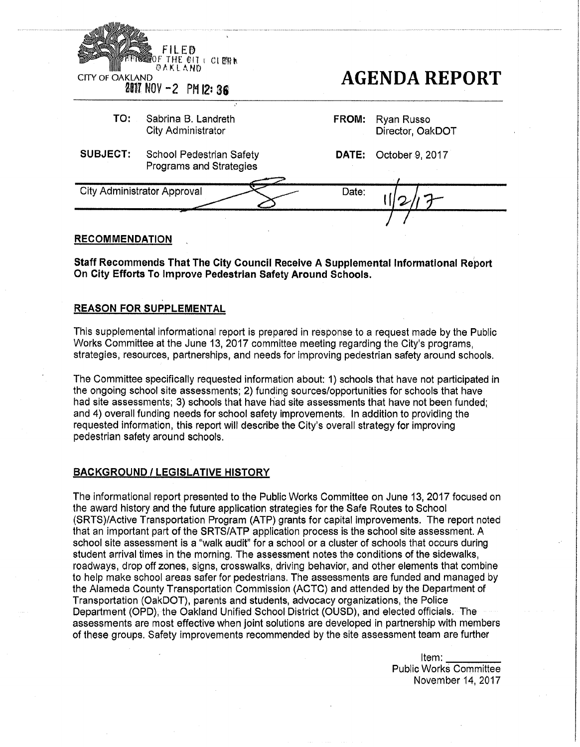FILED
OFFICE OF THE CITY CLERK
OAKLAND

CITY OF OAKLAND

2017 NOV -2 PM 12: 36

# AGENDA REPORT

| | | | |
|---|---|---|---|
| **TO:** | Sabrina B. Landreth<br>City Administrator | **FROM:** | Ryan Russo<br>Director, OakDOT |
| **SUBJECT:** | School Pedestrian Safety Programs and Strategies | **DATE:** | October 9, 2017 |

City Administrator Approval | Date: 11/2/17

## RECOMMENDATION

**Staff Recommends That The City Council Receive A Supplemental Informational Report On City Efforts To Improve Pedestrian Safety Around Schools.**

## REASON FOR SUPPLEMENTAL

This supplemental informational report is prepared in response to a request made by the Public Works Committee at the June 13, 2017 committee meeting regarding the City's programs, strategies, resources, partnerships, and needs for improving pedestrian safety around schools.

The Committee specifically requested information about: 1) schools that have not participated in the ongoing school site assessments; 2) funding sources/opportunities for schools that have had site assessments; 3) schools that have had site assessments that have not been funded; and 4) overall funding needs for school safety improvements. In addition to providing the requested information, this report will describe the City's overall strategy for improving pedestrian safety around schools.

## BACKGROUND / LEGISLATIVE HISTORY

The informational report presented to the Public Works Committee on June 13, 2017 focused on the award history and the future application strategies for the Safe Routes to School (SRTS)/Active Transportation Program (ATP) grants for capital improvements. The report noted that an important part of the SRTS/ATP application process is the school site assessment. A school site assessment is a "walk audit" for a school or a cluster of schools that occurs during student arrival times in the morning. The assessment notes the conditions of the sidewalks, roadways, drop off zones, signs, crosswalks, driving behavior, and other elements that combine to help make school areas safer for pedestrians. The assessments are funded and managed by the Alameda County Transportation Commission (ACTC) and attended by the Department of Transportation (OakDOT), parents and students, advocacy organizations, the Police Department (OPD), the Oakland Unified School District (OUSD), and elected officials. The assessments are most effective when joint solutions are developed in partnership with members of these groups. Safety improvements recommended by the site assessment team are further

Item: \_\_\_\_\_\_\_\_\_
Public Works Committee
November 14, 2017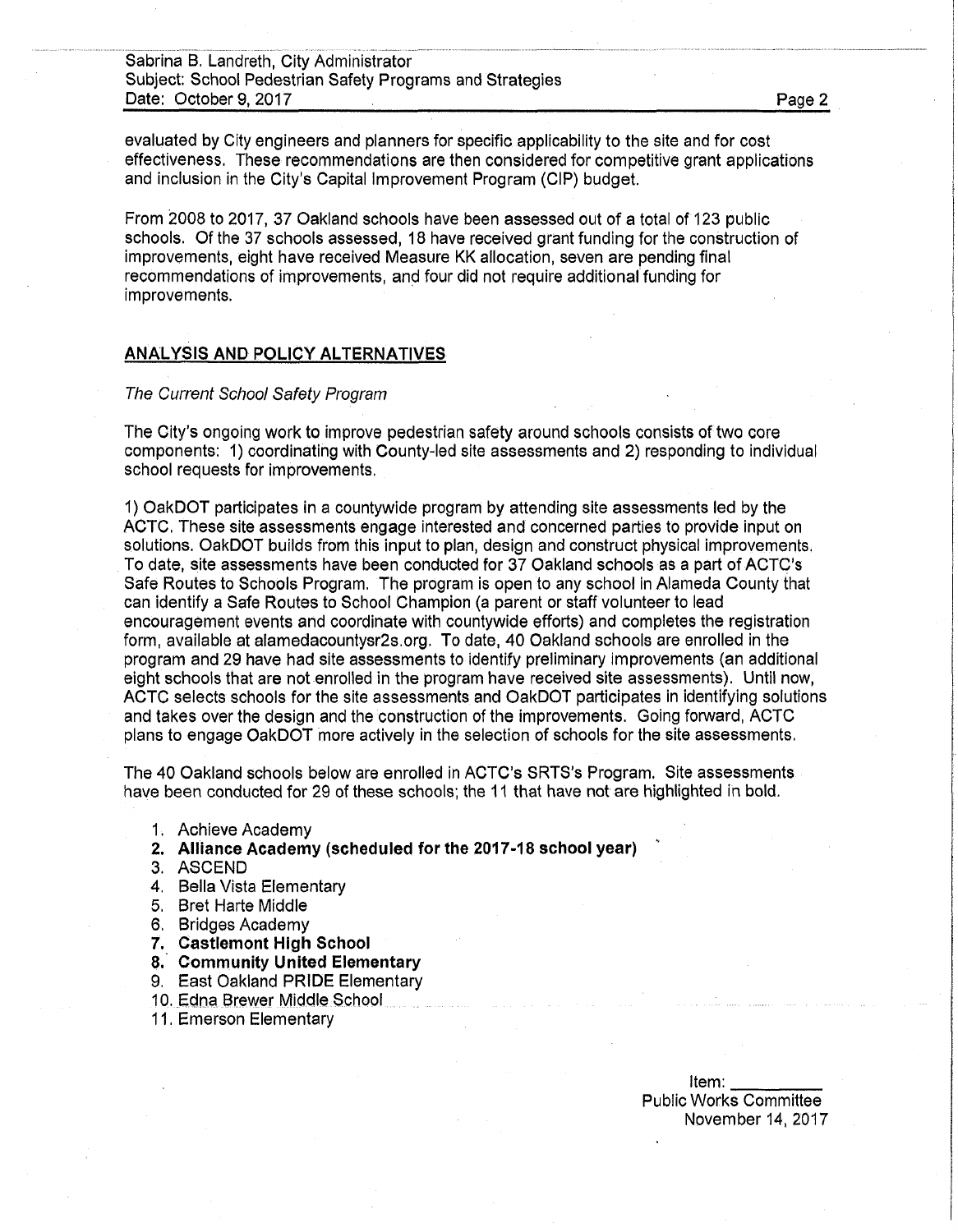evaluated by City engineers and planners for specific applicability to the site and for cost effectiveness. These recommendations are then considered for competitive grant applications and inclusion in the City's Capital Improvement Program (CIP) budget.

From 2008 to 2017, 37 Oakland schools have been assessed out of a total of 123 public schools. Of the 37 schools assessed, 18 have received grant funding for the construction of improvements, eight have received Measure KK allocation, seven are pending final recommendations of improvements, and four did not require additional funding for improvements.

## ANALYSIS AND POLICY ALTERNATIVES

*The Current School Safety Program*

The City's ongoing work to improve pedestrian safety around schools consists of two core components: 1) coordinating with County-led site assessments and 2) responding to individual school requests for improvements.

1) OakDOT participates in a countywide program by attending site assessments led by the ACTC. These site assessments engage interested and concerned parties to provide input on solutions. OakDOT builds from this input to plan, design and construct physical improvements. To date, site assessments have been conducted for 37 Oakland schools as a part of ACTC's Safe Routes to Schools Program. The program is open to any school in Alameda County that can identify a Safe Routes to School Champion (a parent or staff volunteer to lead encouragement events and coordinate with countywide efforts) and completes the registration form, available at alamedacountysr2s.org. To date, 40 Oakland schools are enrolled in the program and 29 have had site assessments to identify preliminary improvements (an additional eight schools that are not enrolled in the program have received site assessments). Until now, ACTC selects schools for the site assessments and OakDOT participates in identifying solutions and takes over the design and the construction of the improvements. Going forward, ACTC plans to engage OakDOT more actively in the selection of schools for the site assessments.

The 40 Oakland schools below are enrolled in ACTC's SRTS's Program. Site assessments have been conducted for 29 of these schools; the 11 that have not are highlighted in bold.

1. Achieve Academy
2. **Alliance Academy (scheduled for the 2017-18 school year)**
3. ASCEND
4. Bella Vista Elementary
5. Bret Harte Middle
6. Bridges Academy
7. **Castlemont High School**
8. **Community United Elementary**
9. East Oakland PRIDE Elementary
10. Edna Brewer Middle School
11. Emerson Elementary

Item: ________
Public Works Committee
November 14, 2017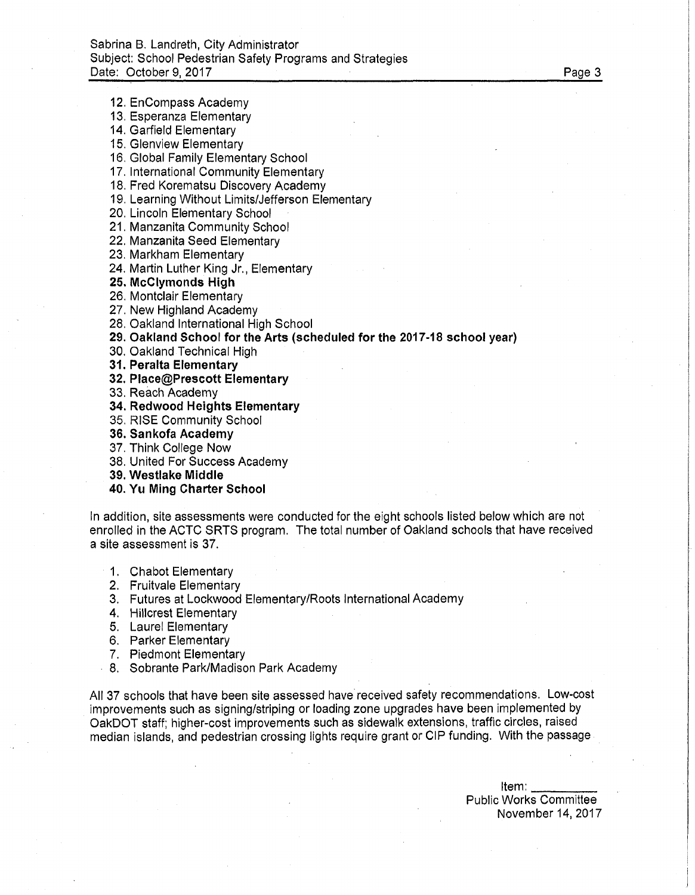12. EnCompass Academy
13. Esperanza Elementary
14. Garfield Elementary
15. Glenview Elementary
16. Global Family Elementary School
17. International Community Elementary
18. Fred Korematsu Discovery Academy
19. Learning Without Limits/Jefferson Elementary
20. Lincoln Elementary School
21. Manzanita Community School
22. Manzanita Seed Elementary
23. Markham Elementary
24. Martin Luther King Jr., Elementary
25. **McClymonds High**
26. Montclair Elementary
27. New Highland Academy
28. Oakland International High School
29. **Oakland School for the Arts (scheduled for the 2017-18 school year)**
30. Oakland Technical High
31. **Peralta Elementary**
32. **Place@Prescott Elementary**
33. Reach Academy
34. **Redwood Heights Elementary**
35. RISE Community School
36. **Sankofa Academy**
37. Think College Now
38. United For Success Academy
39. **Westlake Middle**
40. **Yu Ming Charter School**

In addition, site assessments were conducted for the eight schools listed below which are not enrolled in the ACTC SRTS program. The total number of Oakland schools that have received a site assessment is 37.

1. Chabot Elementary
2. Fruitvale Elementary
3. Futures at Lockwood Elementary/Roots International Academy
4. Hillcrest Elementary
5. Laurel Elementary
6. Parker Elementary
7. Piedmont Elementary
8. Sobrante Park/Madison Park Academy

All 37 schools that have been site assessed have received safety recommendations. Low-cost improvements such as signing/striping or loading zone upgrades have been implemented by OakDOT staff; higher-cost improvements such as sidewalk extensions, traffic circles, raised median islands, and pedestrian crossing lights require grant or CIP funding. With the passage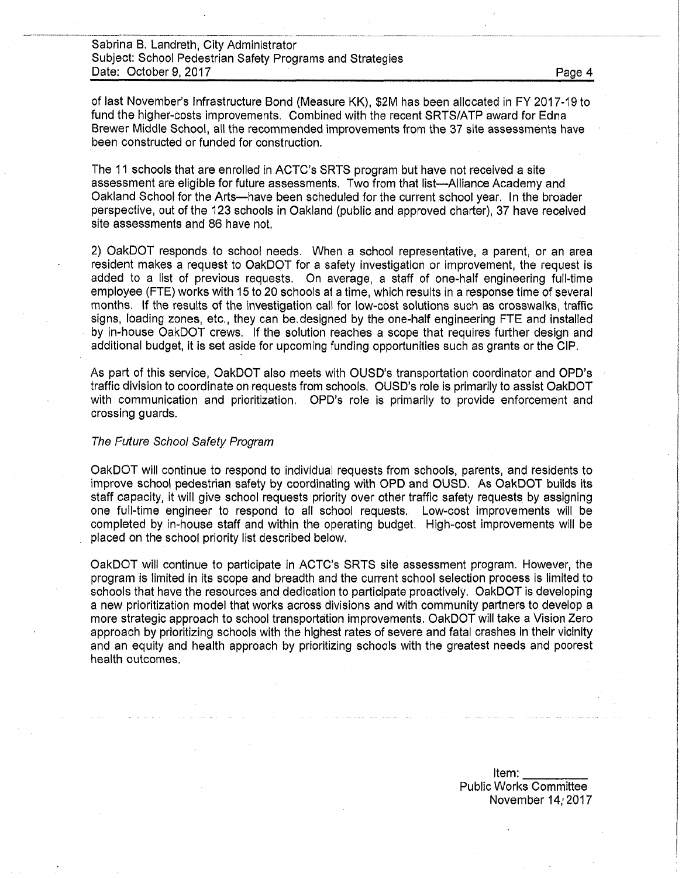of last November's Infrastructure Bond (Measure KK), $2M has been allocated in FY 2017-19 to fund the higher-costs improvements. Combined with the recent SRTS/ATP award for Edna Brewer Middle School, all the recommended improvements from the 37 site assessments have been constructed or funded for construction.

The 11 schools that are enrolled in ACTC's SRTS program but have not received a site assessment are eligible for future assessments. Two from that list—Alliance Academy and Oakland School for the Arts—have been scheduled for the current school year. In the broader perspective, out of the 123 schools in Oakland (public and approved charter), 37 have received site assessments and 86 have not.

2) OakDOT responds to school needs. When a school representative, a parent, or an area resident makes a request to OakDOT for a safety investigation or improvement, the request is added to a list of previous requests. On average, a staff of one-half engineering full-time employee (FTE) works with 15 to 20 schools at a time, which results in a response time of several months. If the results of the investigation call for low-cost solutions such as crosswalks, traffic signs, loading zones, etc., they can be designed by the one-half engineering FTE and installed by in-house OakDOT crews. If the solution reaches a scope that requires further design and additional budget, it is set aside for upcoming funding opportunities such as grants or the CIP.

As part of this service, OakDOT also meets with OUSD's transportation coordinator and OPD's traffic division to coordinate on requests from schools. OUSD's role is primarily to assist OakDOT with communication and prioritization. OPD's role is primarily to provide enforcement and crossing guards.

*The Future School Safety Program*

OakDOT will continue to respond to individual requests from schools, parents, and residents to improve school pedestrian safety by coordinating with OPD and OUSD. As OakDOT builds its staff capacity, it will give school requests priority over other traffic safety requests by assigning one full-time engineer to respond to all school requests. Low-cost improvements will be completed by in-house staff and within the operating budget. High-cost improvements will be placed on the school priority list described below.

OakDOT will continue to participate in ACTC's SRTS site assessment program. However, the program is limited in its scope and breadth and the current school selection process is limited to schools that have the resources and dedication to participate proactively. OakDOT is developing a new prioritization model that works across divisions and with community partners to develop a more strategic approach to school transportation improvements. OakDOT will take a Vision Zero approach by prioritizing schools with the highest rates of severe and fatal crashes in their vicinity and an equity and health approach by prioritizing schools with the greatest needs and poorest health outcomes.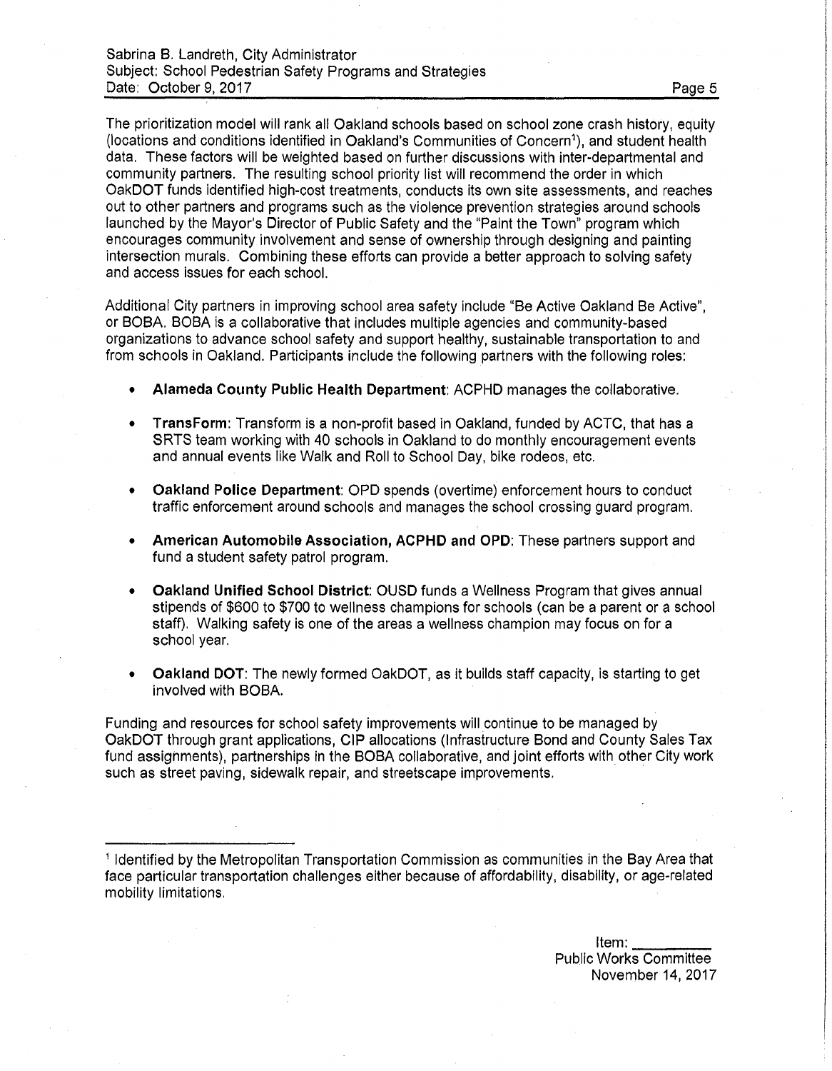The prioritization model will rank all Oakland schools based on school zone crash history, equity (locations and conditions identified in Oakland's Communities of Concern[1]), and student health data. These factors will be weighted based on further discussions with inter-departmental and community partners. The resulting school priority list will recommend the order in which OakDOT funds identified high-cost treatments, conducts its own site assessments, and reaches out to other partners and programs such as the violence prevention strategies around schools launched by the Mayor's Director of Public Safety and the "Paint the Town" program which encourages community involvement and sense of ownership through designing and painting intersection murals. Combining these efforts can provide a better approach to solving safety and access issues for each school.

Additional City partners in improving school area safety include "Be Active Oakland Be Active", or BOBA. BOBA is a collaborative that includes multiple agencies and community-based organizations to advance school safety and support healthy, sustainable transportation to and from schools in Oakland. Participants include the following partners with the following roles:

- **Alameda County Public Health Department**: ACPHD manages the collaborative.
- **TransForm**: Transform is a non-profit based in Oakland, funded by ACTC, that has a SRTS team working with 40 schools in Oakland to do monthly encouragement events and annual events like Walk and Roll to School Day, bike rodeos, etc.
- **Oakland Police Department**: OPD spends (overtime) enforcement hours to conduct traffic enforcement around schools and manages the school crossing guard program.
- **American Automobile Association, ACPHD and OPD**: These partners support and fund a student safety patrol program.
- **Oakland Unified School District**: OUSD funds a Wellness Program that gives annual stipends of $600 to $700 to wellness champions for schools (can be a parent or a school staff). Walking safety is one of the areas a wellness champion may focus on for a school year.
- **Oakland DOT**: The newly formed OakDOT, as it builds staff capacity, is starting to get involved with BOBA.

Funding and resources for school safety improvements will continue to be managed by OakDOT through grant applications, CIP allocations (Infrastructure Bond and County Sales Tax fund assignments), partnerships in the BOBA collaborative, and joint efforts with other City work such as street paving, sidewalk repair, and streetscape improvements.

---

[1] Identified by the Metropolitan Transportation Commission as communities in the Bay Area that face particular transportation challenges either because of affordability, disability, or age-related mobility limitations.

Item: ________
Public Works Committee
November 14, 2017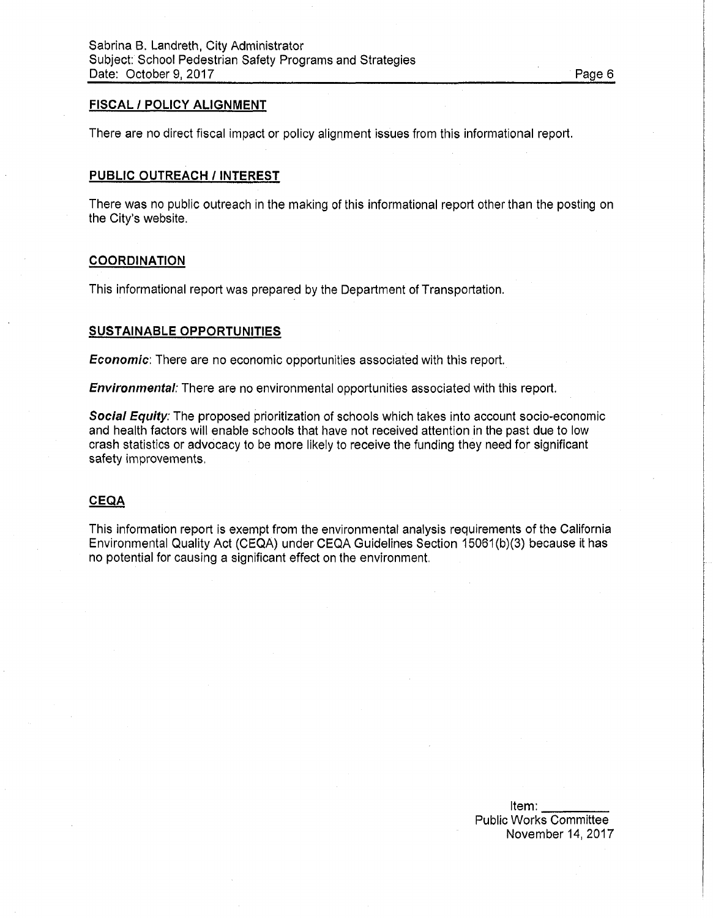## FISCAL / POLICY ALIGNMENT

There are no direct fiscal impact or policy alignment issues from this informational report.

## PUBLIC OUTREACH / INTEREST

There was no public outreach in the making of this informational report other than the posting on the City's website.

## COORDINATION

This informational report was prepared by the Department of Transportation.

## SUSTAINABLE OPPORTUNITIES

***Economic***: There are no economic opportunities associated with this report.

***Environmental:*** There are no environmental opportunities associated with this report.

***Social Equity:*** The proposed prioritization of schools which takes into account socio-economic and health factors will enable schools that have not received attention in the past due to low crash statistics or advocacy to be more likely to receive the funding they need for significant safety improvements.

## CEQA

This information report is exempt from the environmental analysis requirements of the California Environmental Quality Act (CEQA) under CEQA Guidelines Section 15061(b)(3) because it has no potential for causing a significant effect on the environment.

Item: \_\_\_\_\_\_\_\_\_
Public Works Committee
November 14, 2017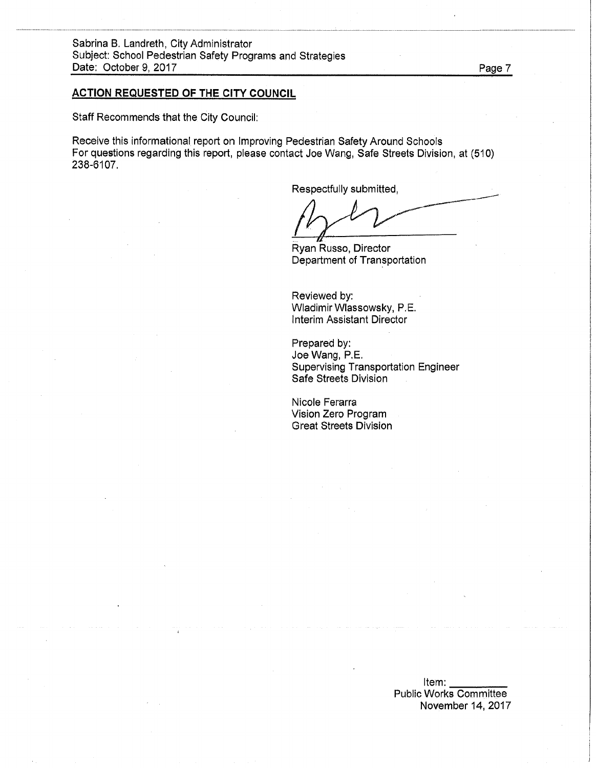## ACTION REQUESTED OF THE CITY COUNCIL

Staff Recommends that the City Council:

Receive this informational report on Improving Pedestrian Safety Around Schools
For questions regarding this report, please contact Joe Wang, Safe Streets Division, at (510) 238-6107.

Respectfully submitted,

Ryan Russo, Director
Department of Transportation

Reviewed by:
Wladimir Wlassowsky, P.E.
Interim Assistant Director

Prepared by:
Joe Wang, P.E.
Supervising Transportation Engineer
Safe Streets Division

Nicole Ferarra
Vision Zero Program
Great Streets Division

Item: \_\_\_\_\_\_\_\_\_\_
Public Works Committee
November 14, 2017